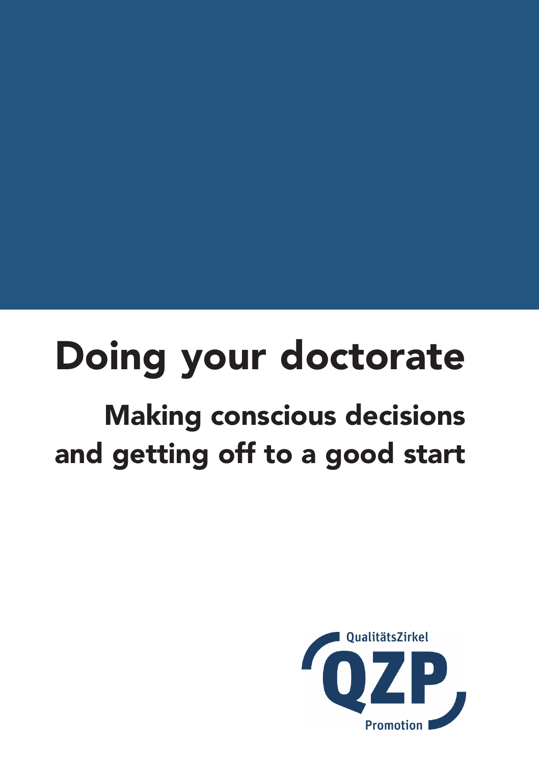# Doing your doctorate

## Making conscious decisions and getting off to a good start

QualitätsZirkel

QZP

Promotion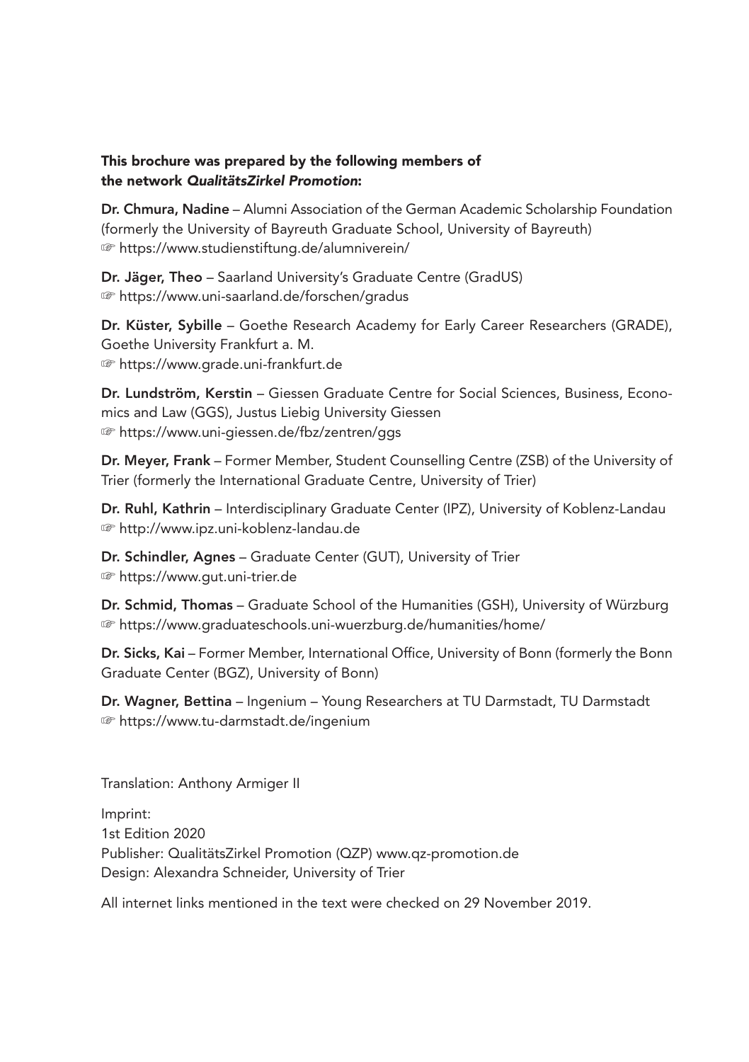**This brochure was prepared by the following members of the network *QualitätsZirkel Promotion*:**

**Dr. Chmura, Nadine** – Alumni Association of the German Academic Scholarship Foundation (formerly the University of Bayreuth Graduate School, University of Bayreuth)
☞ https://www.studienstiftung.de/alumniverein/

**Dr. Jäger, Theo** – Saarland University's Graduate Centre (GradUS)
☞ https://www.uni-saarland.de/forschen/gradus

**Dr. Küster, Sybille** – Goethe Research Academy for Early Career Researchers (GRADE), Goethe University Frankfurt a. M.
☞ https://www.grade.uni-frankfurt.de

**Dr. Lundström, Kerstin** – Giessen Graduate Centre for Social Sciences, Business, Economics and Law (GGS), Justus Liebig University Giessen
☞ https://www.uni-giessen.de/fbz/zentren/ggs

**Dr. Meyer, Frank** – Former Member, Student Counselling Centre (ZSB) of the University of Trier (formerly the International Graduate Centre, University of Trier)

**Dr. Ruhl, Kathrin** – Interdisciplinary Graduate Center (IPZ), University of Koblenz-Landau
☞ http://www.ipz.uni-koblenz-landau.de

**Dr. Schindler, Agnes** – Graduate Center (GUT), University of Trier
☞ https://www.gut.uni-trier.de

**Dr. Schmid, Thomas** – Graduate School of the Humanities (GSH), University of Würzburg
☞ https://www.graduateschools.uni-wuerzburg.de/humanities/home/

**Dr. Sicks, Kai** – Former Member, International Office, University of Bonn (formerly the Bonn Graduate Center (BGZ), University of Bonn)

**Dr. Wagner, Bettina** – Ingenium – Young Researchers at TU Darmstadt, TU Darmstadt
☞ https://www.tu-darmstadt.de/ingenium

Translation: Anthony Armiger II

Imprint:
1st Edition 2020
Publisher: QualitätsZirkel Promotion (QZP) www.qz-promotion.de
Design: Alexandra Schneider, University of Trier

All internet links mentioned in the text were checked on 29 November 2019.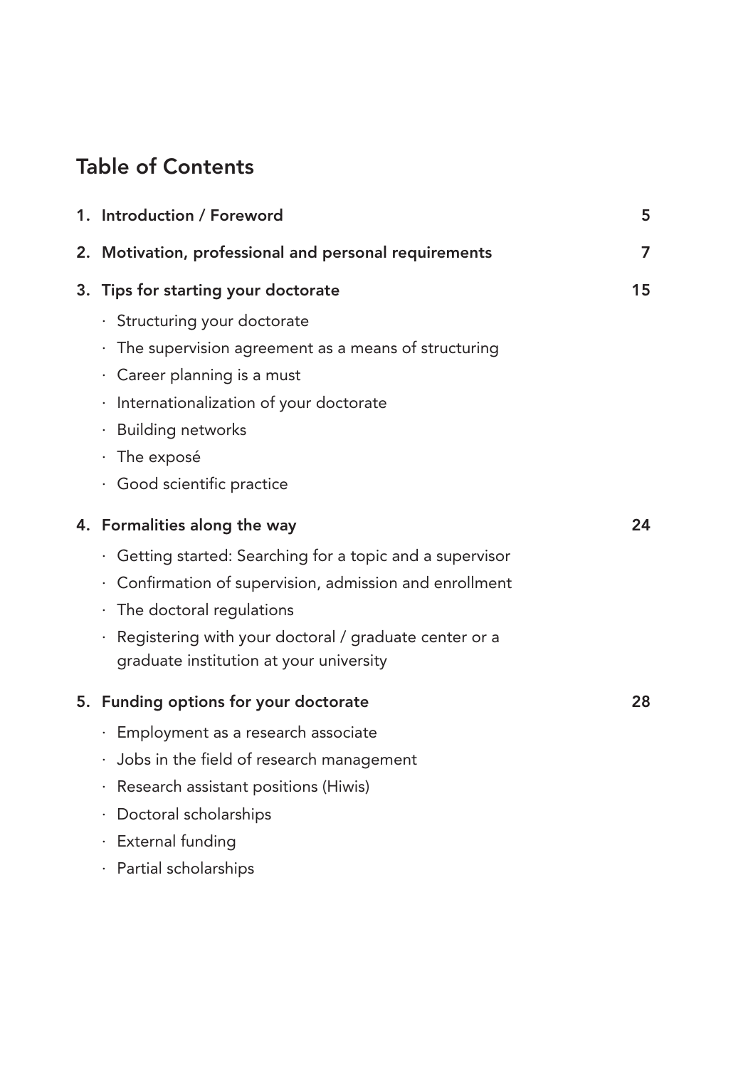## Table of Contents

1. Introduction / Foreword 5
2. Motivation, professional and personal requirements 7
3. Tips for starting your doctorate 15
   - Structuring your doctorate
   - The supervision agreement as a means of structuring
   - Career planning is a must
   - Internationalization of your doctorate
   - Building networks
   - The exposé
   - Good scientific practice
4. Formalities along the way 24
   - Getting started: Searching for a topic and a supervisor
   - Confirmation of supervision, admission and enrollment
   - The doctoral regulations
   - Registering with your doctoral / graduate center or a graduate institution at your university
5. Funding options for your doctorate 28
   - Employment as a research associate
   - Jobs in the field of research management
   - Research assistant positions (Hiwis)
   - Doctoral scholarships
   - External funding
   - Partial scholarships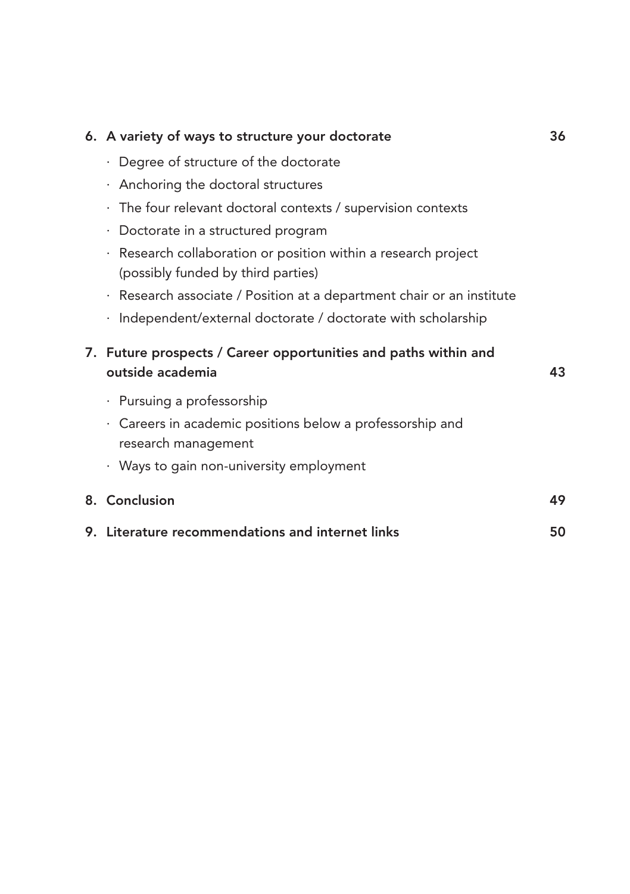**6. A variety of ways to structure your doctorate** 36

- Degree of structure of the doctorate
- Anchoring the doctoral structures
- The four relevant doctoral contexts / supervision contexts
- Doctorate in a structured program
- Research collaboration or position within a research project (possibly funded by third parties)
- Research associate / Position at a department chair or an institute
- Independent/external doctorate / doctorate with scholarship

**7. Future prospects / Career opportunities and paths within and outside academia** 43

- Pursuing a professorship
- Careers in academic positions below a professorship and research management
- Ways to gain non-university employment

**8. Conclusion** 49

**9. Literature recommendations and internet links** 50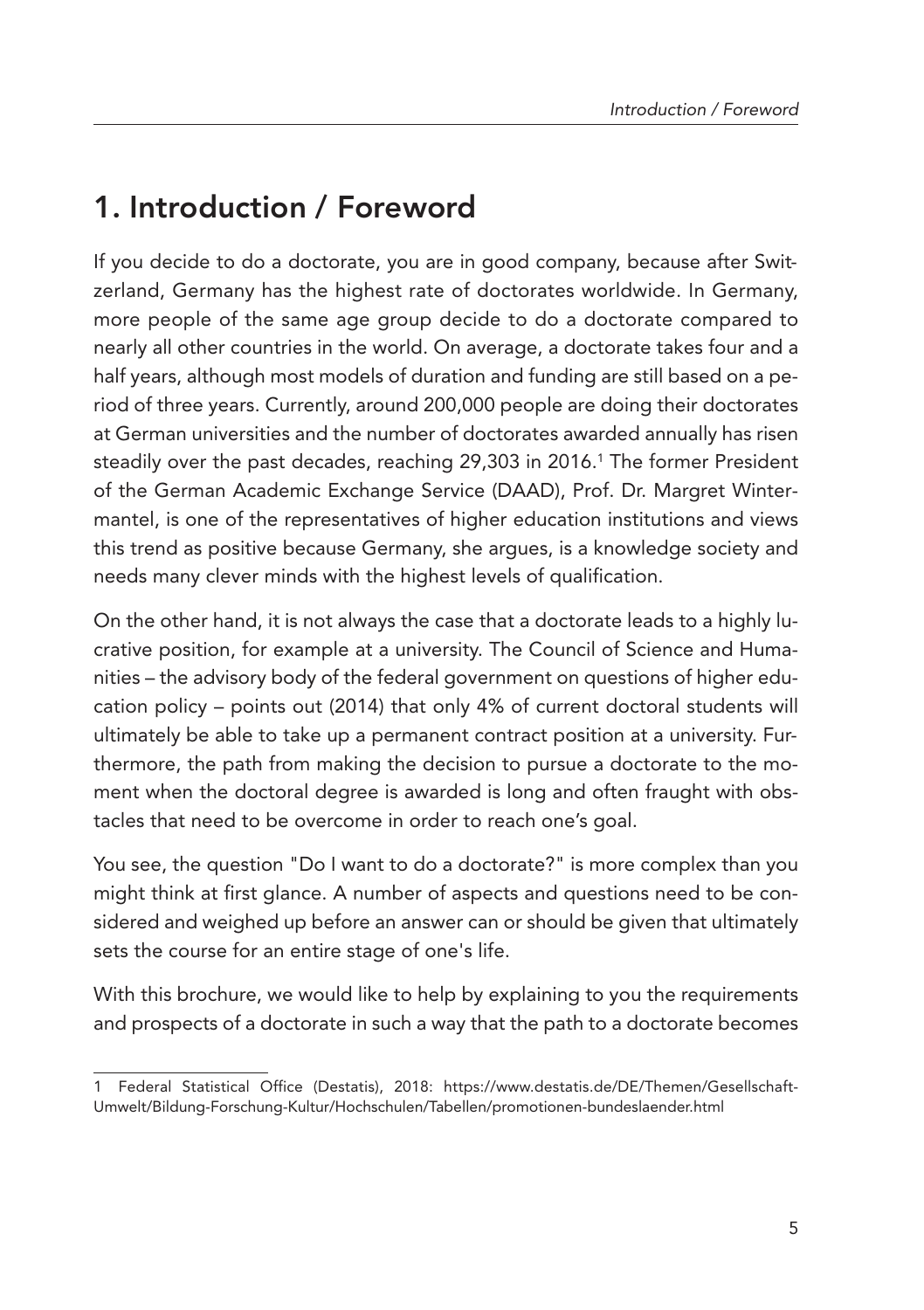# 1. Introduction / Foreword

If you decide to do a doctorate, you are in good company, because after Switzerland, Germany has the highest rate of doctorates worldwide. In Germany, more people of the same age group decide to do a doctorate compared to nearly all other countries in the world. On average, a doctorate takes four and a half years, although most models of duration and funding are still based on a period of three years. Currently, around 200,000 people are doing their doctorates at German universities and the number of doctorates awarded annually has risen steadily over the past decades, reaching 29,303 in 2016.[1] The former President of the German Academic Exchange Service (DAAD), Prof. Dr. Margret Wintermantel, is one of the representatives of higher education institutions and views this trend as positive because Germany, she argues, is a knowledge society and needs many clever minds with the highest levels of qualification.

On the other hand, it is not always the case that a doctorate leads to a highly lucrative position, for example at a university. The Council of Science and Humanities – the advisory body of the federal government on questions of higher education policy – points out (2014) that only 4% of current doctoral students will ultimately be able to take up a permanent contract position at a university. Furthermore, the path from making the decision to pursue a doctorate to the moment when the doctoral degree is awarded is long and often fraught with obstacles that need to be overcome in order to reach one's goal.

You see, the question "Do I want to do a doctorate?" is more complex than you might think at first glance. A number of aspects and questions need to be considered and weighed up before an answer can or should be given that ultimately sets the course for an entire stage of one's life.

With this brochure, we would like to help by explaining to you the requirements and prospects of a doctorate in such a way that the path to a doctorate becomes

---

1 Federal Statistical Office (Destatis), 2018: https://www.destatis.de/DE/Themen/Gesellschaft-Umwelt/Bildung-Forschung-Kultur/Hochschulen/Tabellen/promotionen-bundeslaender.html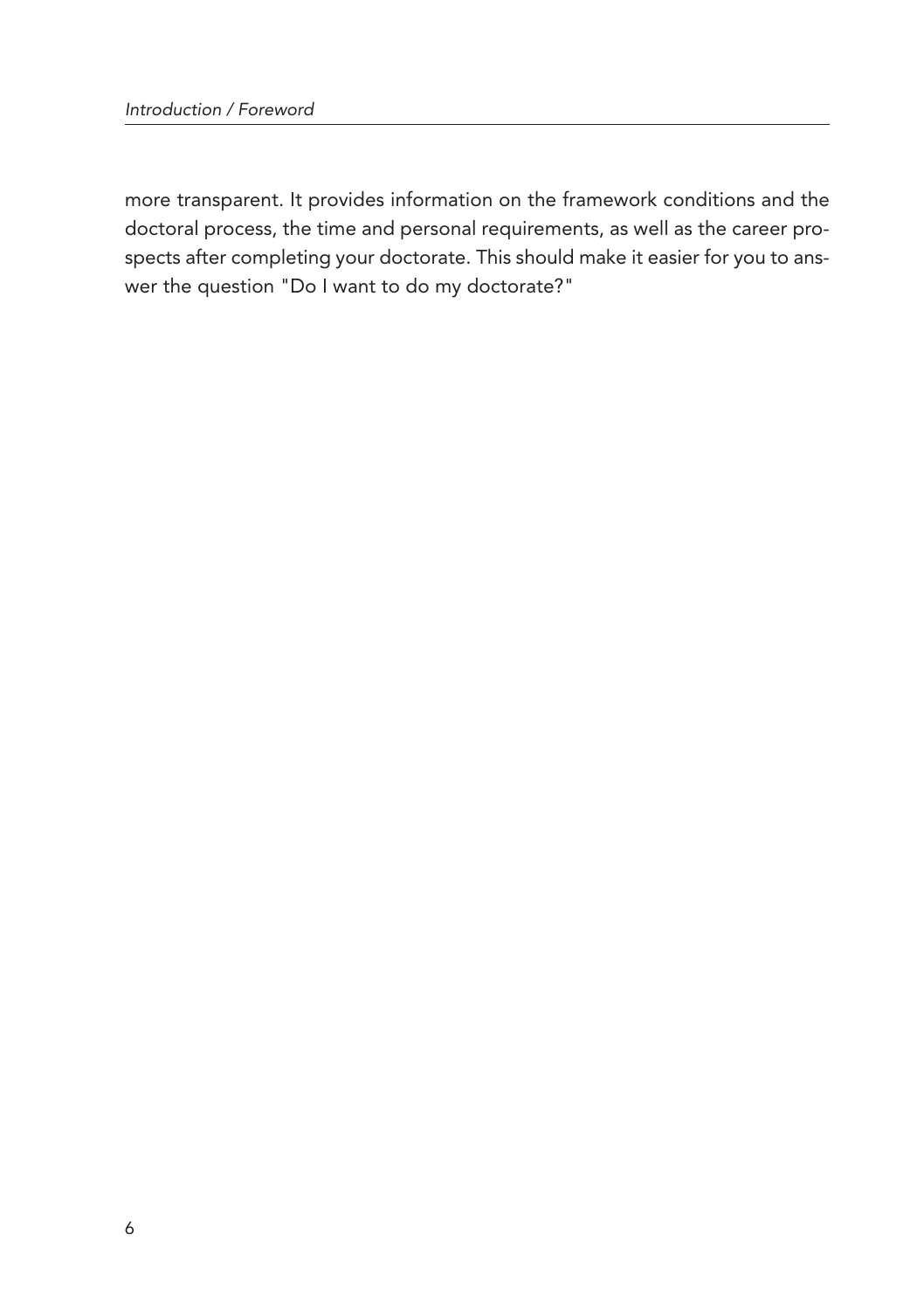more transparent. It provides information on the framework conditions and the doctoral process, the time and personal requirements, as well as the career prospects after completing your doctorate. This should make it easier for you to answer the question "Do I want to do my doctorate?"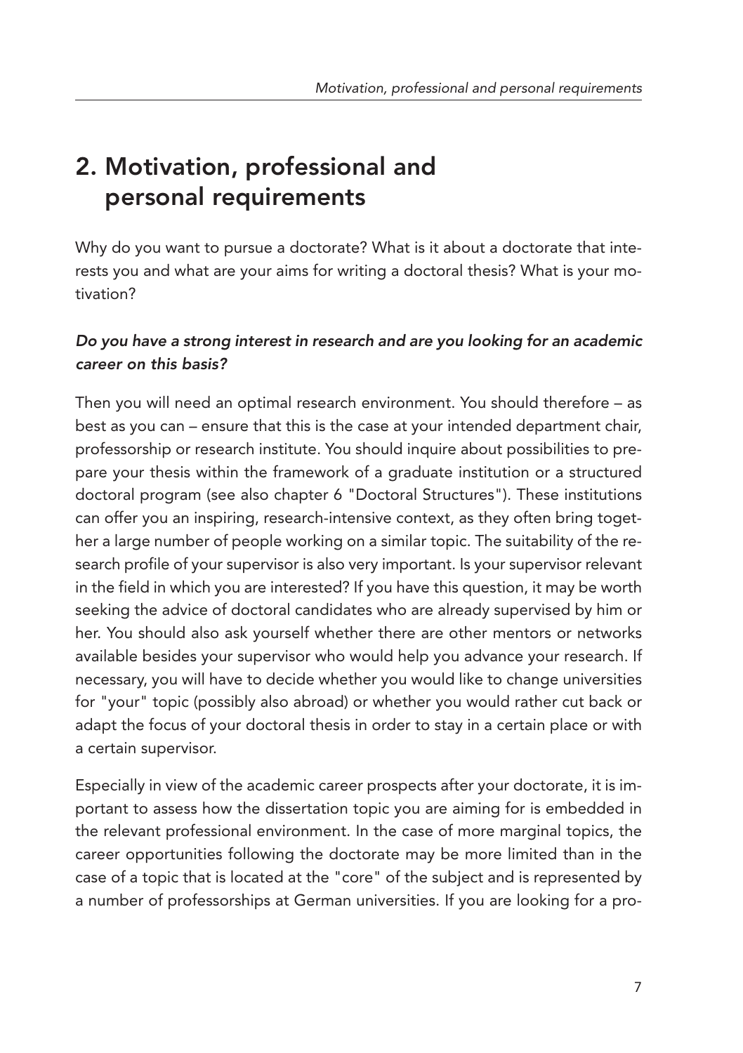# 2. Motivation, professional and personal requirements

Why do you want to pursue a doctorate? What is it about a doctorate that interests you and what are your aims for writing a doctoral thesis? What is your motivation?

***Do you have a strong interest in research and are you looking for an academic career on this basis?***

Then you will need an optimal research environment. You should therefore – as best as you can – ensure that this is the case at your intended department chair, professorship or research institute. You should inquire about possibilities to prepare your thesis within the framework of a graduate institution or a structured doctoral program (see also chapter 6 "Doctoral Structures"). These institutions can offer you an inspiring, research-intensive context, as they often bring together a large number of people working on a similar topic. The suitability of the research profile of your supervisor is also very important. Is your supervisor relevant in the field in which you are interested? If you have this question, it may be worth seeking the advice of doctoral candidates who are already supervised by him or her. You should also ask yourself whether there are other mentors or networks available besides your supervisor who would help you advance your research. If necessary, you will have to decide whether you would like to change universities for "your" topic (possibly also abroad) or whether you would rather cut back or adapt the focus of your doctoral thesis in order to stay in a certain place or with a certain supervisor.

Especially in view of the academic career prospects after your doctorate, it is important to assess how the dissertation topic you are aiming for is embedded in the relevant professional environment. In the case of more marginal topics, the career opportunities following the doctorate may be more limited than in the case of a topic that is located at the "core" of the subject and is represented by a number of professorships at German universities. If you are looking for a pro-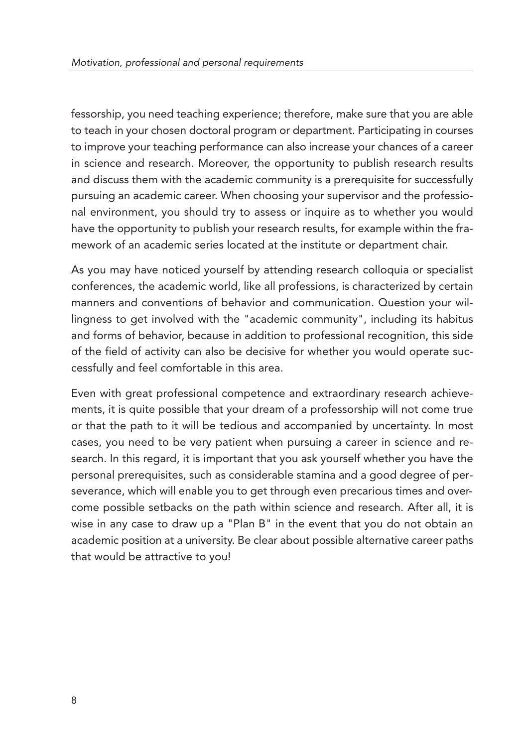fessorship, you need teaching experience; therefore, make sure that you are able to teach in your chosen doctoral program or department. Participating in courses to improve your teaching performance can also increase your chances of a career in science and research. Moreover, the opportunity to publish research results and discuss them with the academic community is a prerequisite for successfully pursuing an academic career. When choosing your supervisor and the professional environment, you should try to assess or inquire as to whether you would have the opportunity to publish your research results, for example within the framework of an academic series located at the institute or department chair.

As you may have noticed yourself by attending research colloquia or specialist conferences, the academic world, like all professions, is characterized by certain manners and conventions of behavior and communication. Question your willingness to get involved with the "academic community", including its habitus and forms of behavior, because in addition to professional recognition, this side of the field of activity can also be decisive for whether you would operate successfully and feel comfortable in this area.

Even with great professional competence and extraordinary research achievements, it is quite possible that your dream of a professorship will not come true or that the path to it will be tedious and accompanied by uncertainty. In most cases, you need to be very patient when pursuing a career in science and research. In this regard, it is important that you ask yourself whether you have the personal prerequisites, such as considerable stamina and a good degree of perseverance, which will enable you to get through even precarious times and overcome possible setbacks on the path within science and research. After all, it is wise in any case to draw up a "Plan B" in the event that you do not obtain an academic position at a university. Be clear about possible alternative career paths that would be attractive to you!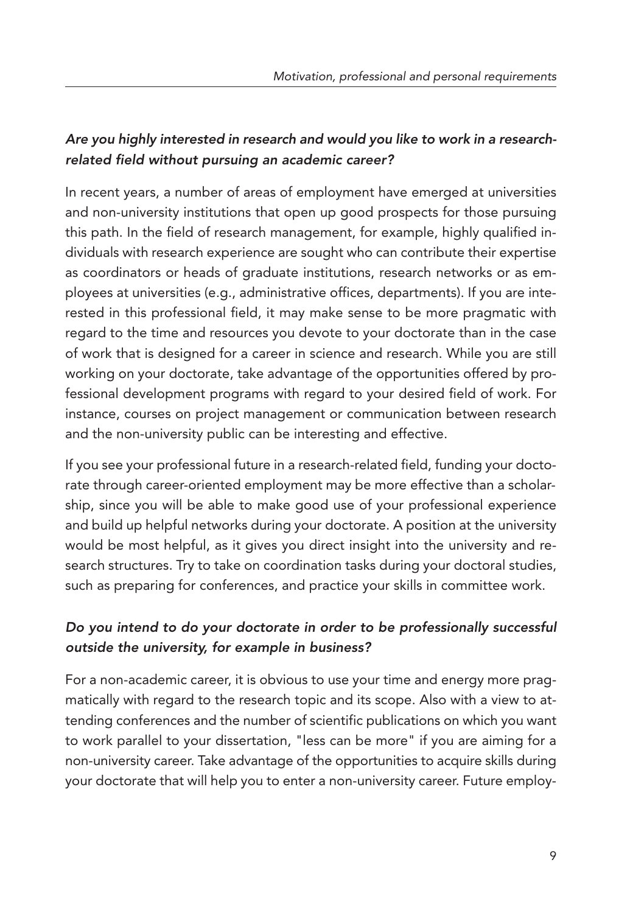### *Are you highly interested in research and would you like to work in a research-related field without pursuing an academic career?*

In recent years, a number of areas of employment have emerged at universities and non-university institutions that open up good prospects for those pursuing this path. In the field of research management, for example, highly qualified individuals with research experience are sought who can contribute their expertise as coordinators or heads of graduate institutions, research networks or as employees at universities (e.g., administrative offices, departments). If you are interested in this professional field, it may make sense to be more pragmatic with regard to the time and resources you devote to your doctorate than in the case of work that is designed for a career in science and research. While you are still working on your doctorate, take advantage of the opportunities offered by professional development programs with regard to your desired field of work. For instance, courses on project management or communication between research and the non-university public can be interesting and effective.

If you see your professional future in a research-related field, funding your doctorate through career-oriented employment may be more effective than a scholarship, since you will be able to make good use of your professional experience and build up helpful networks during your doctorate. A position at the university would be most helpful, as it gives you direct insight into the university and research structures. Try to take on coordination tasks during your doctoral studies, such as preparing for conferences, and practice your skills in committee work.

### *Do you intend to do your doctorate in order to be professionally successful outside the university, for example in business?*

For a non-academic career, it is obvious to use your time and energy more pragmatically with regard to the research topic and its scope. Also with a view to attending conferences and the number of scientific publications on which you want to work parallel to your dissertation, "less can be more" if you are aiming for a non-university career. Take advantage of the opportunities to acquire skills during your doctorate that will help you to enter a non-university career. Future employ-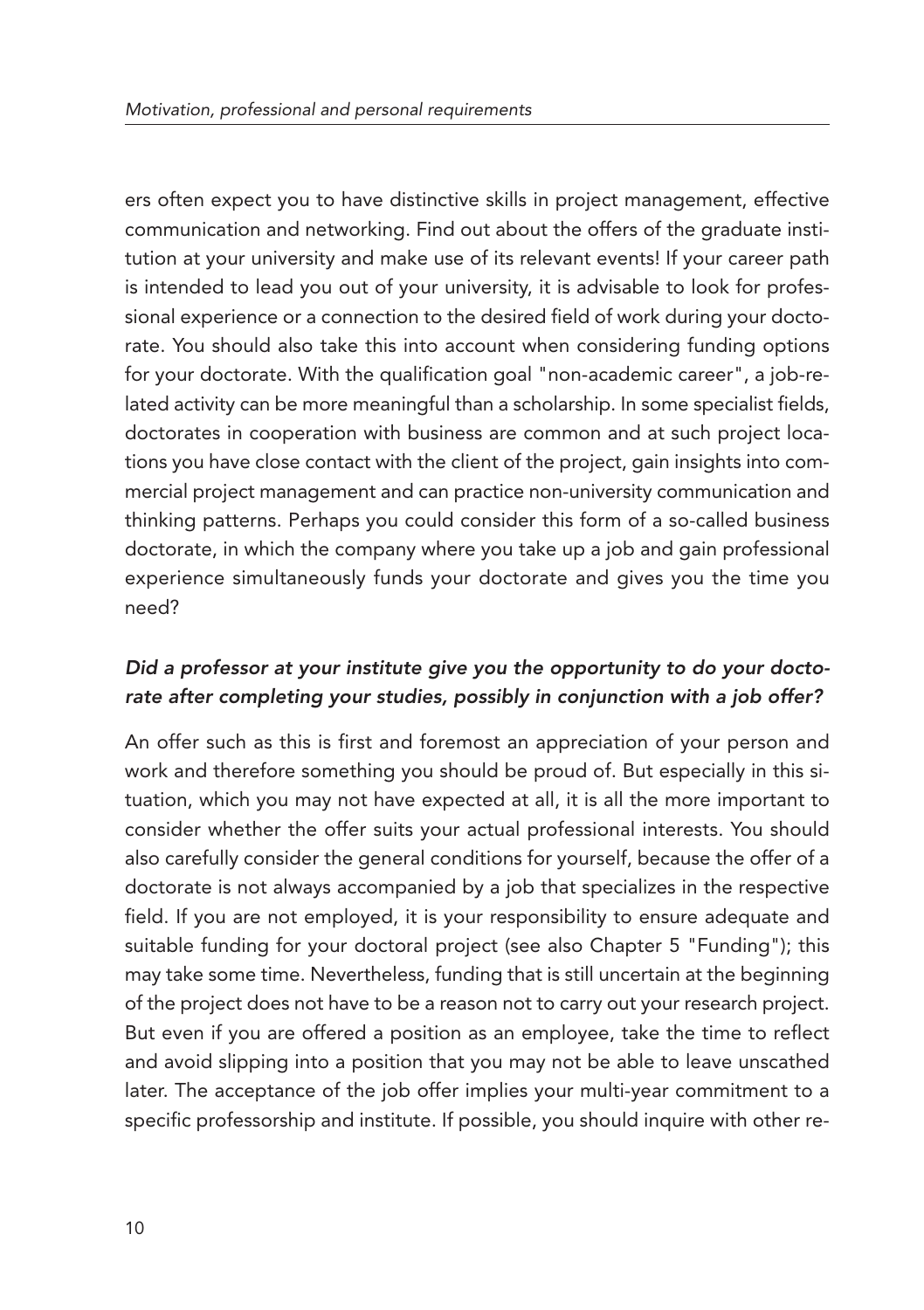ers often expect you to have distinctive skills in project management, effective communication and networking. Find out about the offers of the graduate institution at your university and make use of its relevant events! If your career path is intended to lead you out of your university, it is advisable to look for professional experience or a connection to the desired field of work during your doctorate. You should also take this into account when considering funding options for your doctorate. With the qualification goal "non-academic career", a job-related activity can be more meaningful than a scholarship. In some specialist fields, doctorates in cooperation with business are common and at such project locations you have close contact with the client of the project, gain insights into commercial project management and can practice non-university communication and thinking patterns. Perhaps you could consider this form of a so-called business doctorate, in which the company where you take up a job and gain professional experience simultaneously funds your doctorate and gives you the time you need?

*Did a professor at your institute give you the opportunity to do your doctorate after completing your studies, possibly in conjunction with a job offer?*

An offer such as this is first and foremost an appreciation of your person and work and therefore something you should be proud of. But especially in this situation, which you may not have expected at all, it is all the more important to consider whether the offer suits your actual professional interests. You should also carefully consider the general conditions for yourself, because the offer of a doctorate is not always accompanied by a job that specializes in the respective field. If you are not employed, it is your responsibility to ensure adequate and suitable funding for your doctoral project (see also Chapter 5 "Funding"); this may take some time. Nevertheless, funding that is still uncertain at the beginning of the project does not have to be a reason not to carry out your research project. But even if you are offered a position as an employee, take the time to reflect and avoid slipping into a position that you may not be able to leave unscathed later. The acceptance of the job offer implies your multi-year commitment to a specific professorship and institute. If possible, you should inquire with other re-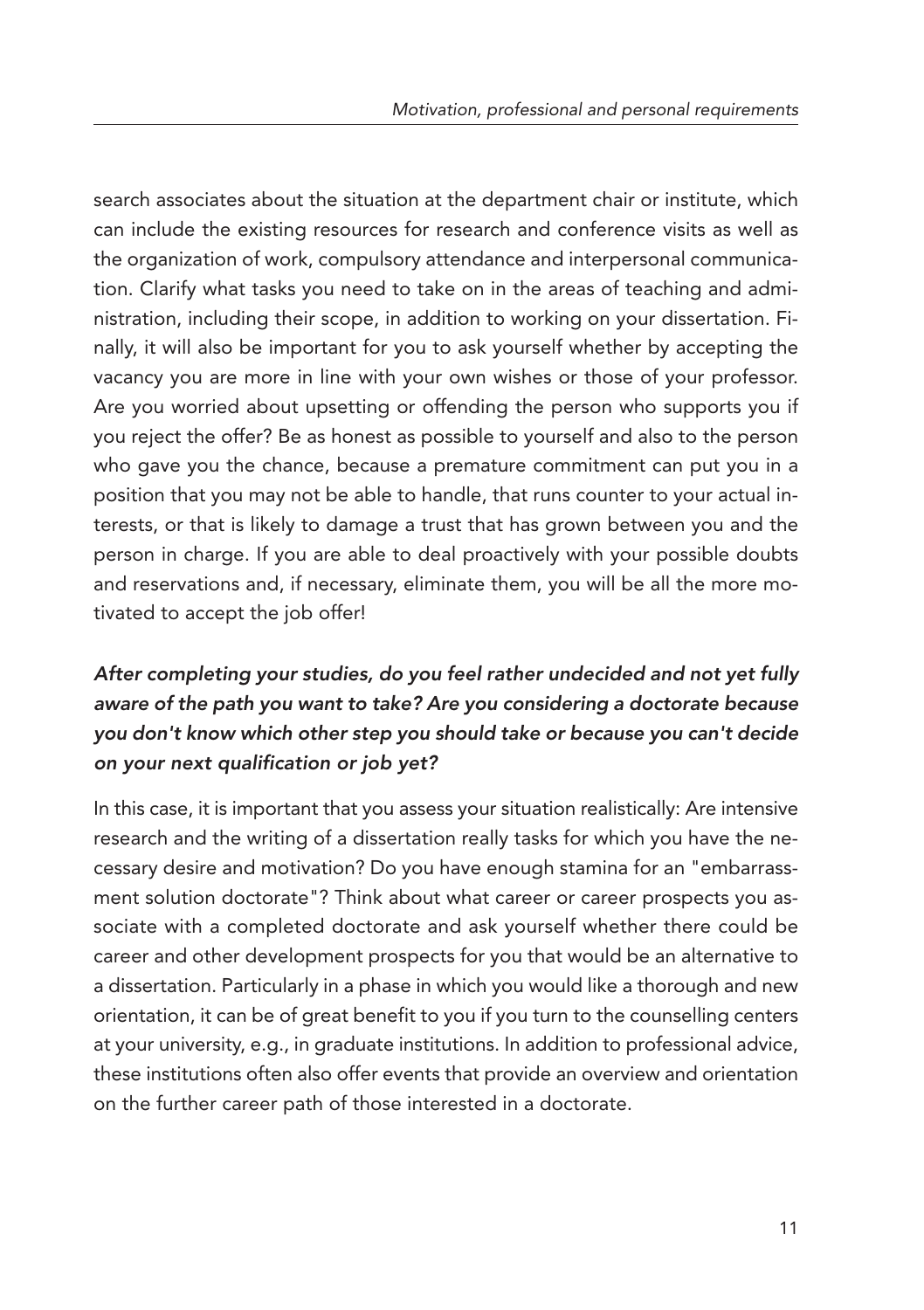search associates about the situation at the department chair or institute, which can include the existing resources for research and conference visits as well as the organization of work, compulsory attendance and interpersonal communication. Clarify what tasks you need to take on in the areas of teaching and administration, including their scope, in addition to working on your dissertation. Finally, it will also be important for you to ask yourself whether by accepting the vacancy you are more in line with your own wishes or those of your professor. Are you worried about upsetting or offending the person who supports you if you reject the offer? Be as honest as possible to yourself and also to the person who gave you the chance, because a premature commitment can put you in a position that you may not be able to handle, that runs counter to your actual interests, or that is likely to damage a trust that has grown between you and the person in charge. If you are able to deal proactively with your possible doubts and reservations and, if necessary, eliminate them, you will be all the more motivated to accept the job offer!

***After completing your studies, do you feel rather undecided and not yet fully aware of the path you want to take? Are you considering a doctorate because you don't know which other step you should take or because you can't decide on your next qualification or job yet?***

In this case, it is important that you assess your situation realistically: Are intensive research and the writing of a dissertation really tasks for which you have the necessary desire and motivation? Do you have enough stamina for an "embarrassment solution doctorate"? Think about what career or career prospects you associate with a completed doctorate and ask yourself whether there could be career and other development prospects for you that would be an alternative to a dissertation. Particularly in a phase in which you would like a thorough and new orientation, it can be of great benefit to you if you turn to the counselling centers at your university, e.g., in graduate institutions. In addition to professional advice, these institutions often also offer events that provide an overview and orientation on the further career path of those interested in a doctorate.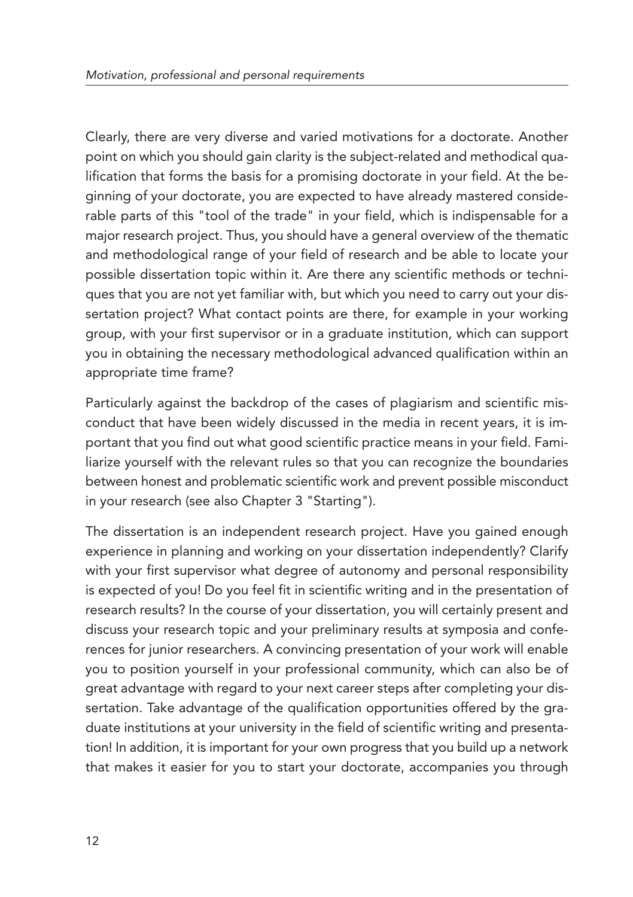Clearly, there are very diverse and varied motivations for a doctorate. Another point on which you should gain clarity is the subject-related and methodical qualification that forms the basis for a promising doctorate in your field. At the beginning of your doctorate, you are expected to have already mastered considerable parts of this "tool of the trade" in your field, which is indispensable for a major research project. Thus, you should have a general overview of the thematic and methodological range of your field of research and be able to locate your possible dissertation topic within it. Are there any scientific methods or techniques that you are not yet familiar with, but which you need to carry out your dissertation project? What contact points are there, for example in your working group, with your first supervisor or in a graduate institution, which can support you in obtaining the necessary methodological advanced qualification within an appropriate time frame?

Particularly against the backdrop of the cases of plagiarism and scientific misconduct that have been widely discussed in the media in recent years, it is important that you find out what good scientific practice means in your field. Familiarize yourself with the relevant rules so that you can recognize the boundaries between honest and problematic scientific work and prevent possible misconduct in your research (see also Chapter 3 "Starting").

The dissertation is an independent research project. Have you gained enough experience in planning and working on your dissertation independently? Clarify with your first supervisor what degree of autonomy and personal responsibility is expected of you! Do you feel fit in scientific writing and in the presentation of research results? In the course of your dissertation, you will certainly present and discuss your research topic and your preliminary results at symposia and conferences for junior researchers. A convincing presentation of your work will enable you to position yourself in your professional community, which can also be of great advantage with regard to your next career steps after completing your dissertation. Take advantage of the qualification opportunities offered by the graduate institutions at your university in the field of scientific writing and presentation! In addition, it is important for your own progress that you build up a network that makes it easier for you to start your doctorate, accompanies you through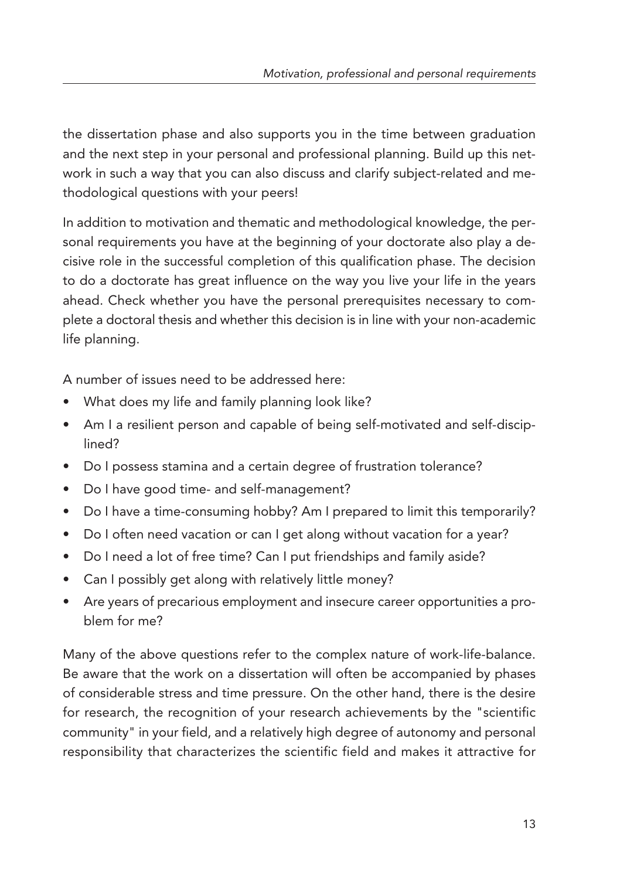the dissertation phase and also supports you in the time between graduation and the next step in your personal and professional planning. Build up this network in such a way that you can also discuss and clarify subject-related and methodological questions with your peers!

In addition to motivation and thematic and methodological knowledge, the personal requirements you have at the beginning of your doctorate also play a decisive role in the successful completion of this qualification phase. The decision to do a doctorate has great influence on the way you live your life in the years ahead. Check whether you have the personal prerequisites necessary to complete a doctoral thesis and whether this decision is in line with your non-academic life planning.

A number of issues need to be addressed here:

- What does my life and family planning look like?
- Am I a resilient person and capable of being self-motivated and self-disciplined?
- Do I possess stamina and a certain degree of frustration tolerance?
- Do I have good time- and self-management?
- Do I have a time-consuming hobby? Am I prepared to limit this temporarily?
- Do I often need vacation or can I get along without vacation for a year?
- Do I need a lot of free time? Can I put friendships and family aside?
- Can I possibly get along with relatively little money?
- Are years of precarious employment and insecure career opportunities a problem for me?

Many of the above questions refer to the complex nature of work-life-balance. Be aware that the work on a dissertation will often be accompanied by phases of considerable stress and time pressure. On the other hand, there is the desire for research, the recognition of your research achievements by the "scientific community" in your field, and a relatively high degree of autonomy and personal responsibility that characterizes the scientific field and makes it attractive for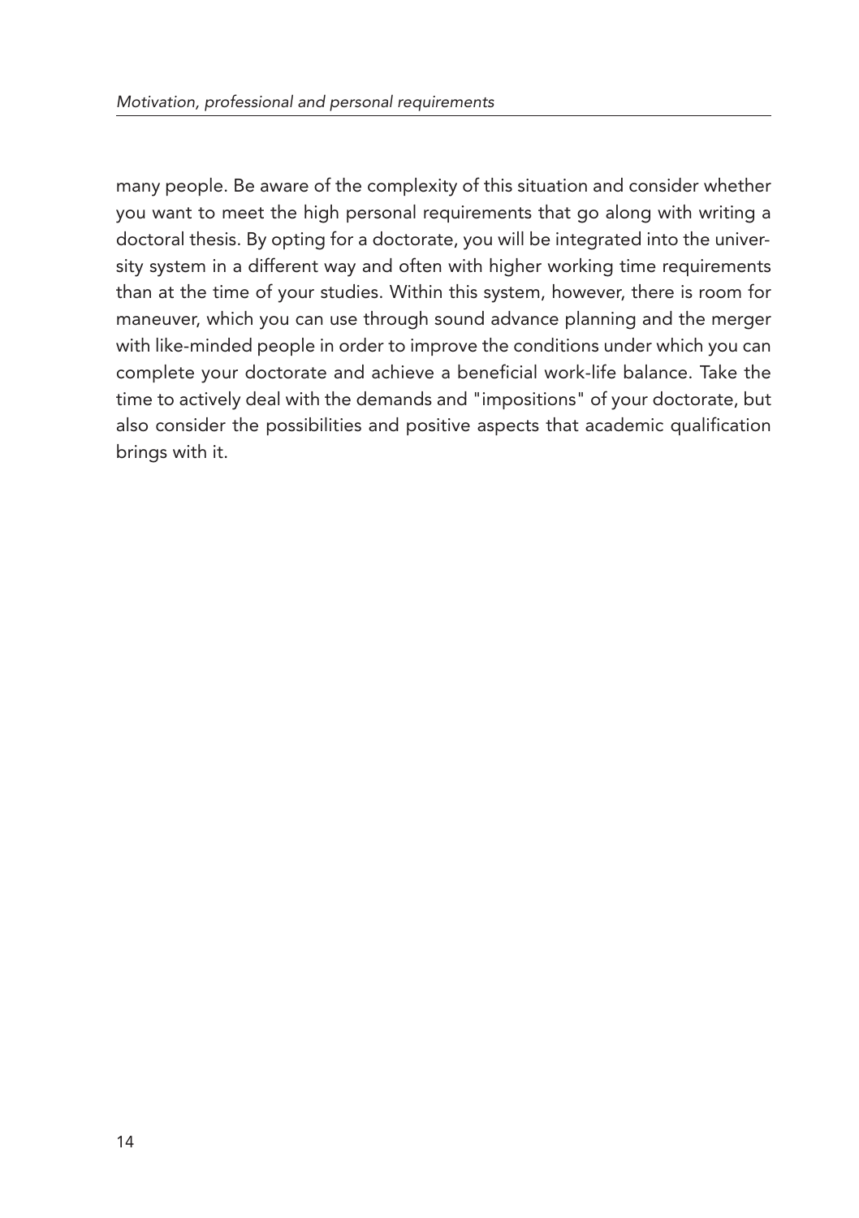many people. Be aware of the complexity of this situation and consider whether you want to meet the high personal requirements that go along with writing a doctoral thesis. By opting for a doctorate, you will be integrated into the university system in a different way and often with higher working time requirements than at the time of your studies. Within this system, however, there is room for maneuver, which you can use through sound advance planning and the merger with like-minded people in order to improve the conditions under which you can complete your doctorate and achieve a beneficial work-life balance. Take the time to actively deal with the demands and "impositions" of your doctorate, but also consider the possibilities and positive aspects that academic qualification brings with it.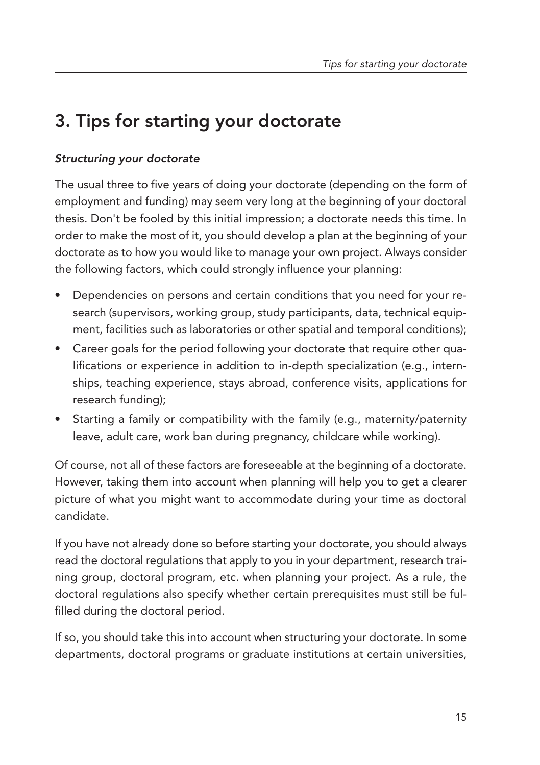# 3. Tips for starting your doctorate

*Structuring your doctorate*

The usual three to five years of doing your doctorate (depending on the form of employment and funding) may seem very long at the beginning of your doctoral thesis. Don't be fooled by this initial impression; a doctorate needs this time. In order to make the most of it, you should develop a plan at the beginning of your doctorate as to how you would like to manage your own project. Always consider the following factors, which could strongly influence your planning:

- Dependencies on persons and certain conditions that you need for your research (supervisors, working group, study participants, data, technical equipment, facilities such as laboratories or other spatial and temporal conditions);
- Career goals for the period following your doctorate that require other qualifications or experience in addition to in-depth specialization (e.g., internships, teaching experience, stays abroad, conference visits, applications for research funding);
- Starting a family or compatibility with the family (e.g., maternity/paternity leave, adult care, work ban during pregnancy, childcare while working).

Of course, not all of these factors are foreseeable at the beginning of a doctorate. However, taking them into account when planning will help you to get a clearer picture of what you might want to accommodate during your time as doctoral candidate.

If you have not already done so before starting your doctorate, you should always read the doctoral regulations that apply to you in your department, research training group, doctoral program, etc. when planning your project. As a rule, the doctoral regulations also specify whether certain prerequisites must still be fulfilled during the doctoral period.

If so, you should take this into account when structuring your doctorate. In some departments, doctoral programs or graduate institutions at certain universities,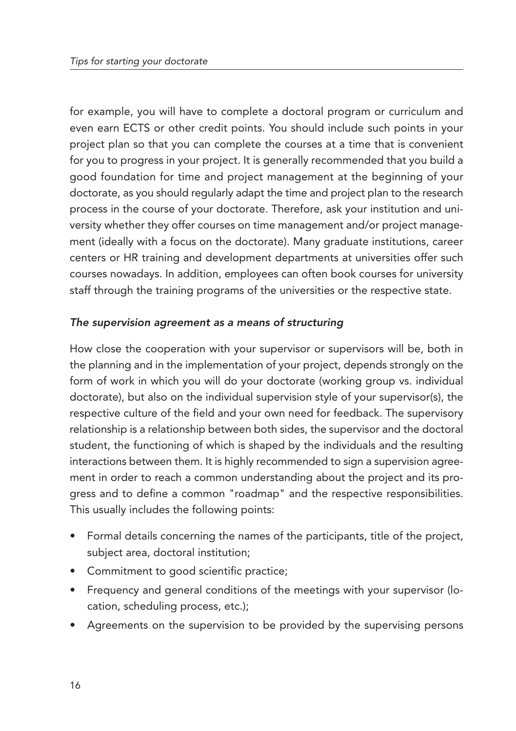for example, you will have to complete a doctoral program or curriculum and even earn ECTS or other credit points. You should include such points in your project plan so that you can complete the courses at a time that is convenient for you to progress in your project. It is generally recommended that you build a good foundation for time and project management at the beginning of your doctorate, as you should regularly adapt the time and project plan to the research process in the course of your doctorate. Therefore, ask your institution and university whether they offer courses on time management and/or project management (ideally with a focus on the doctorate). Many graduate institutions, career centers or HR training and development departments at universities offer such courses nowadays. In addition, employees can often book courses for university staff through the training programs of the universities or the respective state.

*The supervision agreement as a means of structuring*

How close the cooperation with your supervisor or supervisors will be, both in the planning and in the implementation of your project, depends strongly on the form of work in which you will do your doctorate (working group vs. individual doctorate), but also on the individual supervision style of your supervisor(s), the respective culture of the field and your own need for feedback. The supervisory relationship is a relationship between both sides, the supervisor and the doctoral student, the functioning of which is shaped by the individuals and the resulting interactions between them. It is highly recommended to sign a supervision agreement in order to reach a common understanding about the project and its progress and to define a common "roadmap" and the respective responsibilities. This usually includes the following points:

- Formal details concerning the names of the participants, title of the project, subject area, doctoral institution;
- Commitment to good scientific practice;
- Frequency and general conditions of the meetings with your supervisor (location, scheduling process, etc.);
- Agreements on the supervision to be provided by the supervising persons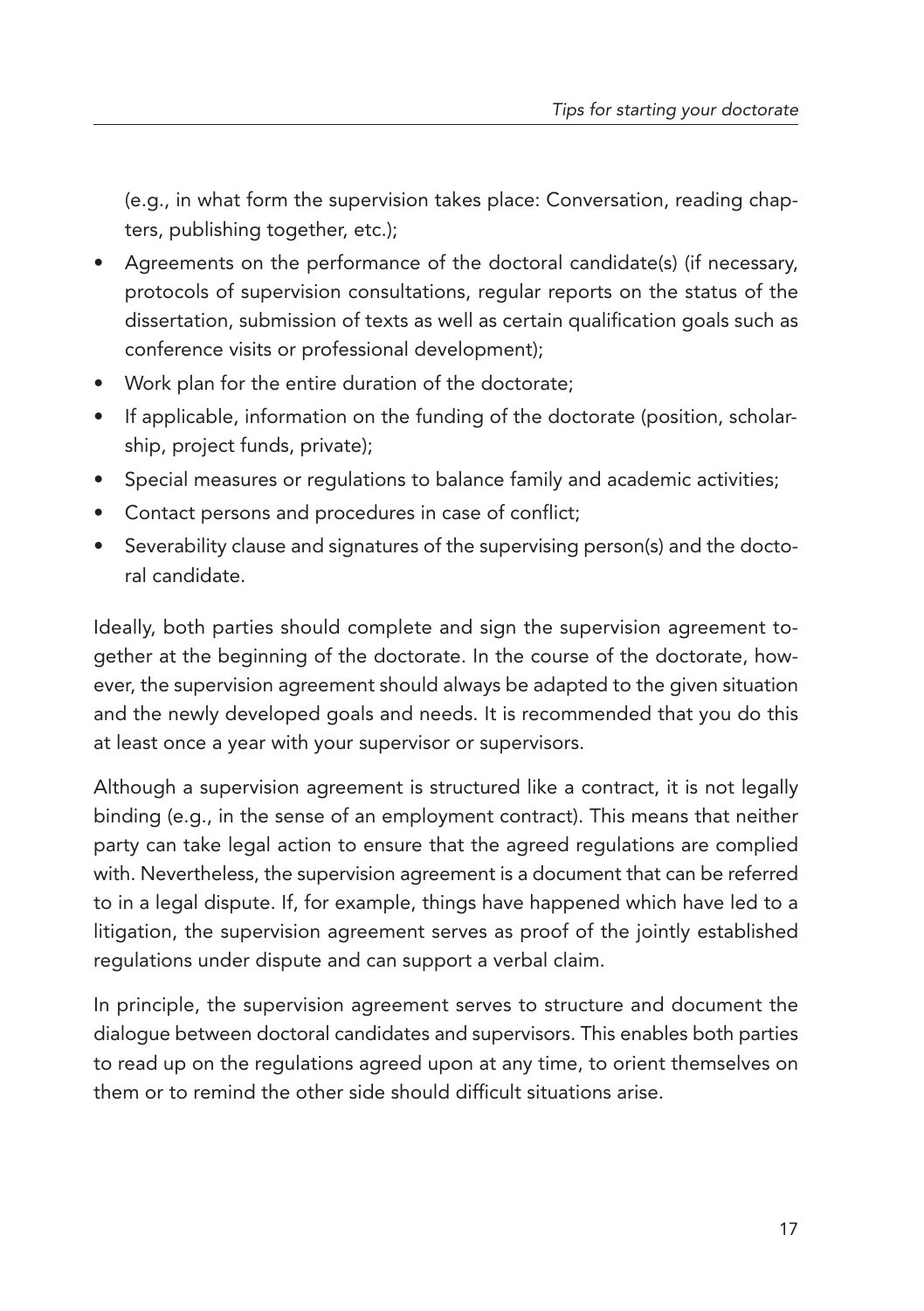(e.g., in what form the supervision takes place: Conversation, reading chapters, publishing together, etc.);

- Agreements on the performance of the doctoral candidate(s) (if necessary, protocols of supervision consultations, regular reports on the status of the dissertation, submission of texts as well as certain qualification goals such as conference visits or professional development);
- Work plan for the entire duration of the doctorate;
- If applicable, information on the funding of the doctorate (position, scholarship, project funds, private);
- Special measures or regulations to balance family and academic activities;
- Contact persons and procedures in case of conflict;
- Severability clause and signatures of the supervising person(s) and the doctoral candidate.

Ideally, both parties should complete and sign the supervision agreement together at the beginning of the doctorate. In the course of the doctorate, however, the supervision agreement should always be adapted to the given situation and the newly developed goals and needs. It is recommended that you do this at least once a year with your supervisor or supervisors.

Although a supervision agreement is structured like a contract, it is not legally binding (e.g., in the sense of an employment contract). This means that neither party can take legal action to ensure that the agreed regulations are complied with. Nevertheless, the supervision agreement is a document that can be referred to in a legal dispute. If, for example, things have happened which have led to a litigation, the supervision agreement serves as proof of the jointly established regulations under dispute and can support a verbal claim.

In principle, the supervision agreement serves to structure and document the dialogue between doctoral candidates and supervisors. This enables both parties to read up on the regulations agreed upon at any time, to orient themselves on them or to remind the other side should difficult situations arise.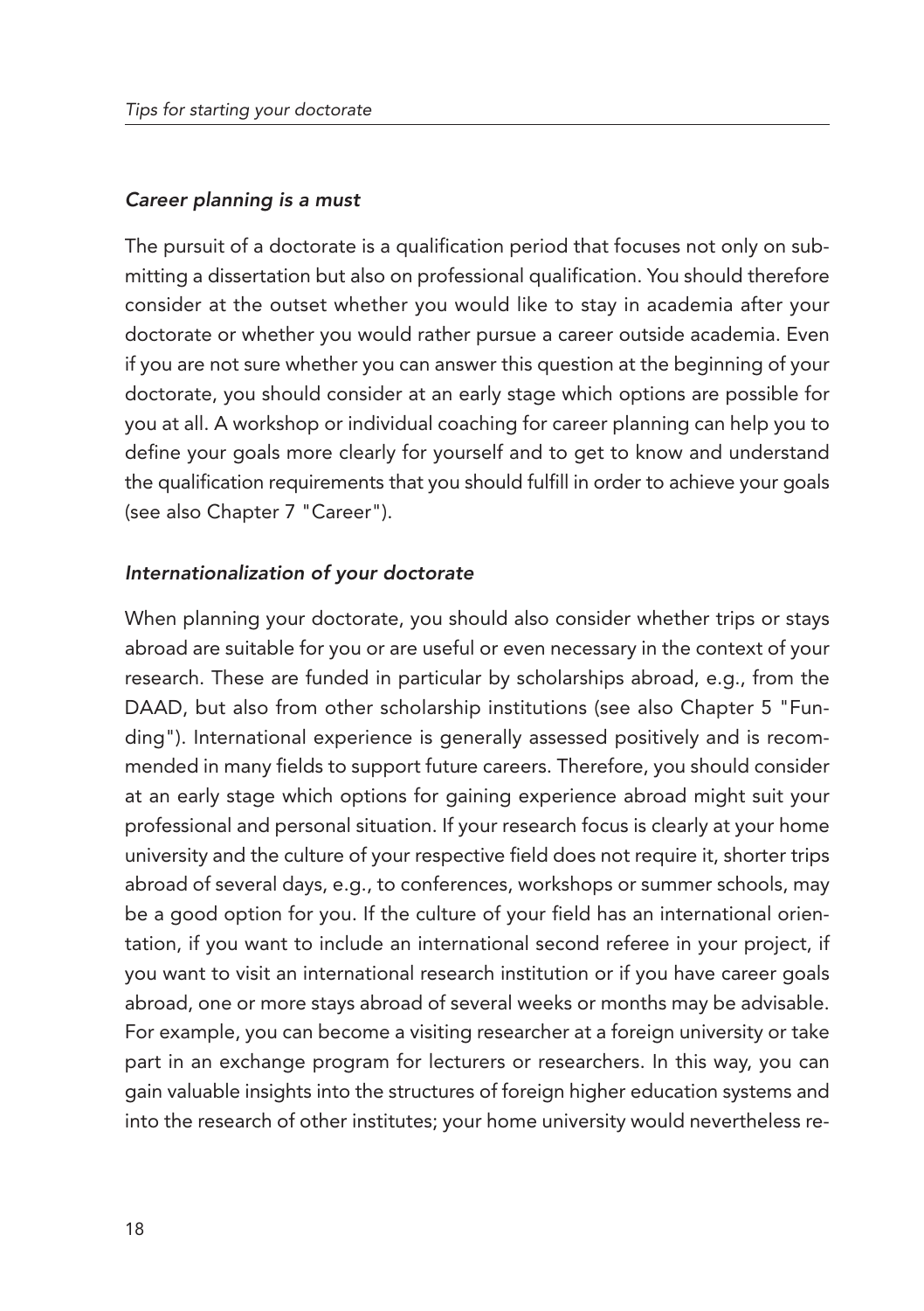*Career planning is a must*

The pursuit of a doctorate is a qualification period that focuses not only on submitting a dissertation but also on professional qualification. You should therefore consider at the outset whether you would like to stay in academia after your doctorate or whether you would rather pursue a career outside academia. Even if you are not sure whether you can answer this question at the beginning of your doctorate, you should consider at an early stage which options are possible for you at all. A workshop or individual coaching for career planning can help you to define your goals more clearly for yourself and to get to know and understand the qualification requirements that you should fulfill in order to achieve your goals (see also Chapter 7 "Career").

*Internationalization of your doctorate*

When planning your doctorate, you should also consider whether trips or stays abroad are suitable for you or are useful or even necessary in the context of your research. These are funded in particular by scholarships abroad, e.g., from the DAAD, but also from other scholarship institutions (see also Chapter 5 "Funding"). International experience is generally assessed positively and is recommended in many fields to support future careers. Therefore, you should consider at an early stage which options for gaining experience abroad might suit your professional and personal situation. If your research focus is clearly at your home university and the culture of your respective field does not require it, shorter trips abroad of several days, e.g., to conferences, workshops or summer schools, may be a good option for you. If the culture of your field has an international orientation, if you want to include an international second referee in your project, if you want to visit an international research institution or if you have career goals abroad, one or more stays abroad of several weeks or months may be advisable. For example, you can become a visiting researcher at a foreign university or take part in an exchange program for lecturers or researchers. In this way, you can gain valuable insights into the structures of foreign higher education systems and into the research of other institutes; your home university would nevertheless re-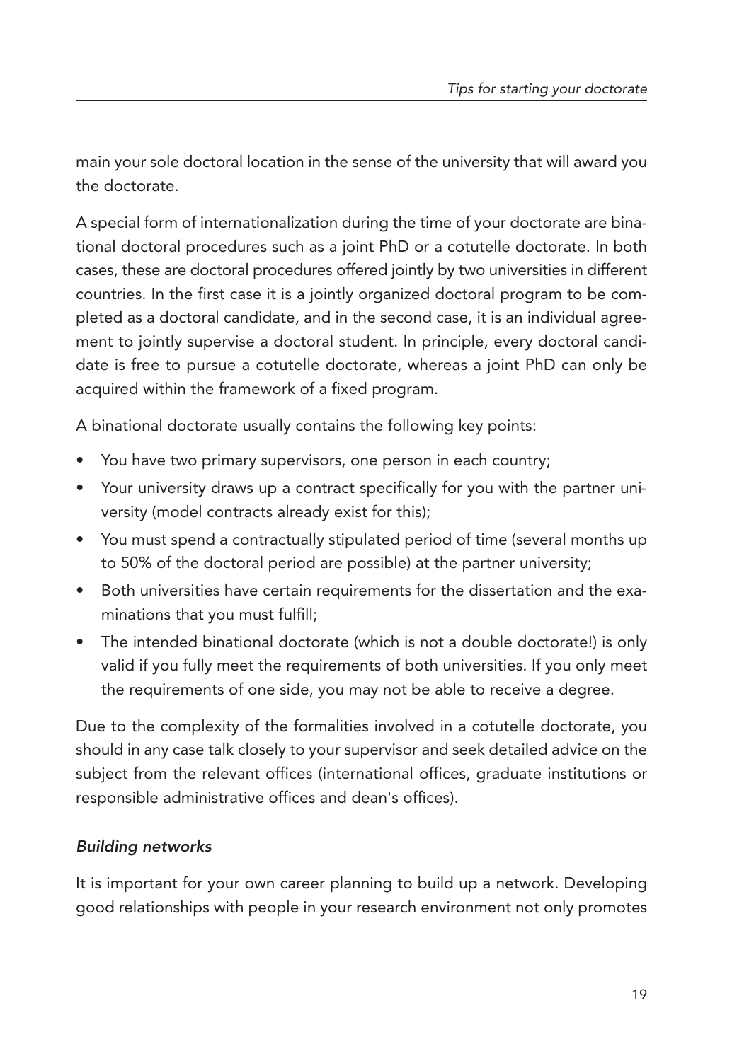main your sole doctoral location in the sense of the university that will award you the doctorate.

A special form of internationalization during the time of your doctorate are binational doctoral procedures such as a joint PhD or a cotutelle doctorate. In both cases, these are doctoral procedures offered jointly by two universities in different countries. In the first case it is a jointly organized doctoral program to be completed as a doctoral candidate, and in the second case, it is an individual agreement to jointly supervise a doctoral student. In principle, every doctoral candidate is free to pursue a cotutelle doctorate, whereas a joint PhD can only be acquired within the framework of a fixed program.

A binational doctorate usually contains the following key points:

- You have two primary supervisors, one person in each country;
- Your university draws up a contract specifically for you with the partner university (model contracts already exist for this);
- You must spend a contractually stipulated period of time (several months up to 50% of the doctoral period are possible) at the partner university;
- Both universities have certain requirements for the dissertation and the examinations that you must fulfill;
- The intended binational doctorate (which is not a double doctorate!) is only valid if you fully meet the requirements of both universities. If you only meet the requirements of one side, you may not be able to receive a degree.

Due to the complexity of the formalities involved in a cotutelle doctorate, you should in any case talk closely to your supervisor and seek detailed advice on the subject from the relevant offices (international offices, graduate institutions or responsible administrative offices and dean's offices).

### *Building networks*

It is important for your own career planning to build up a network. Developing good relationships with people in your research environment not only promotes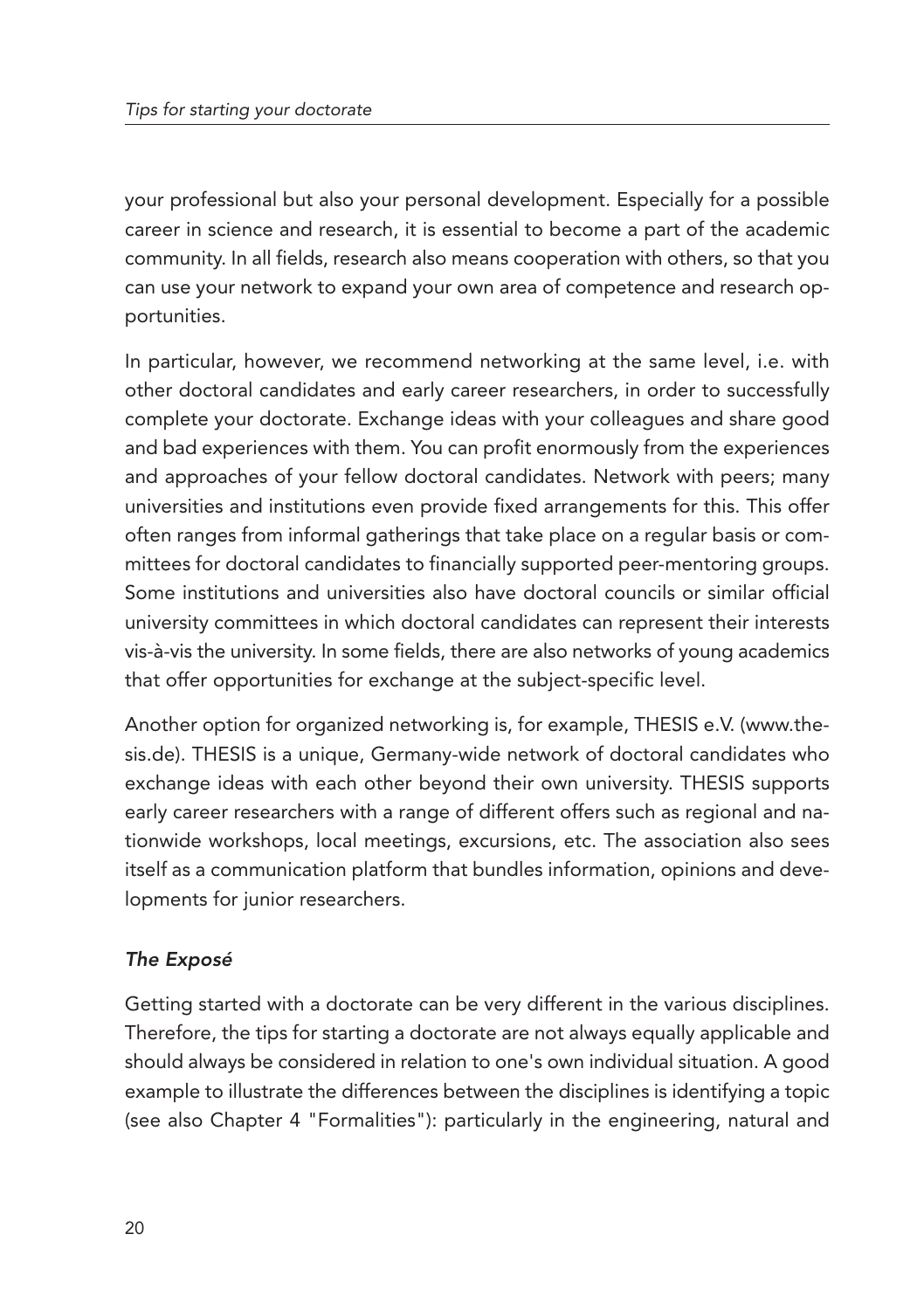your professional but also your personal development. Especially for a possible career in science and research, it is essential to become a part of the academic community. In all fields, research also means cooperation with others, so that you can use your network to expand your own area of competence and research opportunities.

In particular, however, we recommend networking at the same level, i.e. with other doctoral candidates and early career researchers, in order to successfully complete your doctorate. Exchange ideas with your colleagues and share good and bad experiences with them. You can profit enormously from the experiences and approaches of your fellow doctoral candidates. Network with peers; many universities and institutions even provide fixed arrangements for this. This offer often ranges from informal gatherings that take place on a regular basis or committees for doctoral candidates to financially supported peer-mentoring groups. Some institutions and universities also have doctoral councils or similar official university committees in which doctoral candidates can represent their interests vis-à-vis the university. In some fields, there are also networks of young academics that offer opportunities for exchange at the subject-specific level.

Another option for organized networking is, for example, THESIS e.V. (www.thesis.de). THESIS is a unique, Germany-wide network of doctoral candidates who exchange ideas with each other beyond their own university. THESIS supports early career researchers with a range of different offers such as regional and nationwide workshops, local meetings, excursions, etc. The association also sees itself as a communication platform that bundles information, opinions and developments for junior researchers.

### *The Exposé*

Getting started with a doctorate can be very different in the various disciplines. Therefore, the tips for starting a doctorate are not always equally applicable and should always be considered in relation to one's own individual situation. A good example to illustrate the differences between the disciplines is identifying a topic (see also Chapter 4 "Formalities"): particularly in the engineering, natural and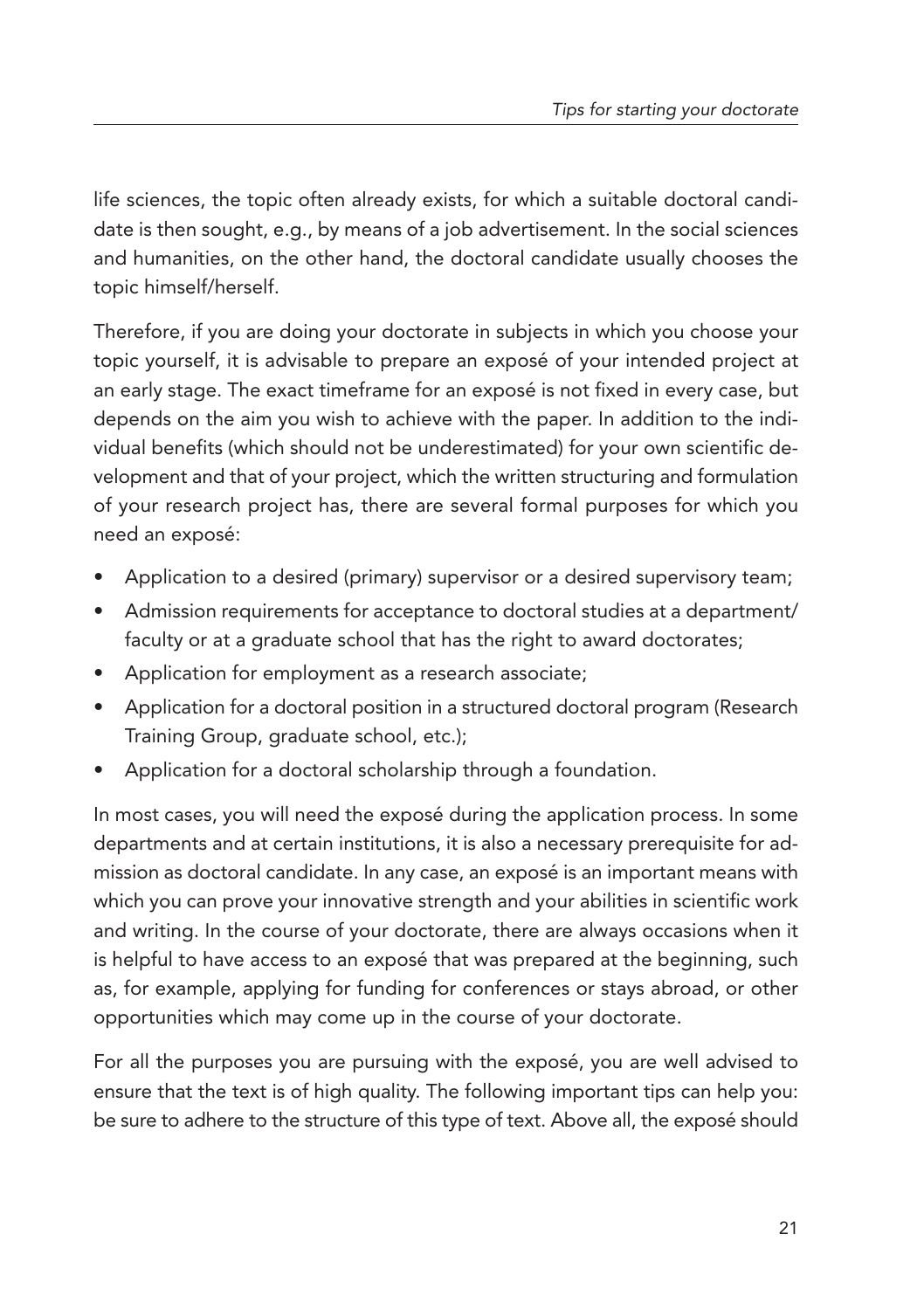life sciences, the topic often already exists, for which a suitable doctoral candidate is then sought, e.g., by means of a job advertisement. In the social sciences and humanities, on the other hand, the doctoral candidate usually chooses the topic himself/herself.

Therefore, if you are doing your doctorate in subjects in which you choose your topic yourself, it is advisable to prepare an exposé of your intended project at an early stage. The exact timeframe for an exposé is not fixed in every case, but depends on the aim you wish to achieve with the paper. In addition to the individual benefits (which should not be underestimated) for your own scientific development and that of your project, which the written structuring and formulation of your research project has, there are several formal purposes for which you need an exposé:

- Application to a desired (primary) supervisor or a desired supervisory team;
- Admission requirements for acceptance to doctoral studies at a department/faculty or at a graduate school that has the right to award doctorates;
- Application for employment as a research associate;
- Application for a doctoral position in a structured doctoral program (Research Training Group, graduate school, etc.);
- Application for a doctoral scholarship through a foundation.

In most cases, you will need the exposé during the application process. In some departments and at certain institutions, it is also a necessary prerequisite for admission as doctoral candidate. In any case, an exposé is an important means with which you can prove your innovative strength and your abilities in scientific work and writing. In the course of your doctorate, there are always occasions when it is helpful to have access to an exposé that was prepared at the beginning, such as, for example, applying for funding for conferences or stays abroad, or other opportunities which may come up in the course of your doctorate.

For all the purposes you are pursuing with the exposé, you are well advised to ensure that the text is of high quality. The following important tips can help you: be sure to adhere to the structure of this type of text. Above all, the exposé should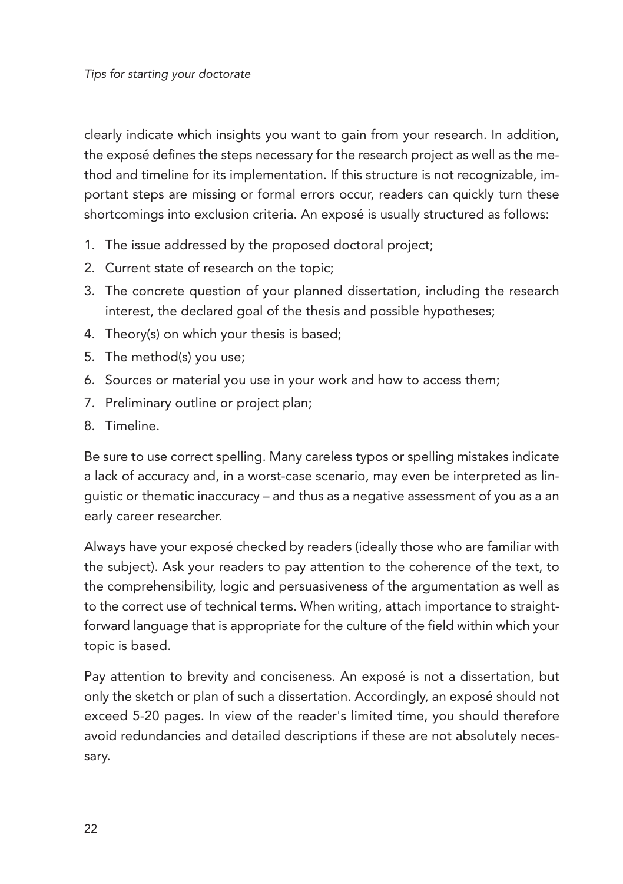clearly indicate which insights you want to gain from your research. In addition, the exposé defines the steps necessary for the research project as well as the method and timeline for its implementation. If this structure is not recognizable, important steps are missing or formal errors occur, readers can quickly turn these shortcomings into exclusion criteria. An exposé is usually structured as follows:

1. The issue addressed by the proposed doctoral project;
2. Current state of research on the topic;
3. The concrete question of your planned dissertation, including the research interest, the declared goal of the thesis and possible hypotheses;
4. Theory(s) on which your thesis is based;
5. The method(s) you use;
6. Sources or material you use in your work and how to access them;
7. Preliminary outline or project plan;
8. Timeline.

Be sure to use correct spelling. Many careless typos or spelling mistakes indicate a lack of accuracy and, in a worst-case scenario, may even be interpreted as linguistic or thematic inaccuracy – and thus as a negative assessment of you as a an early career researcher.

Always have your exposé checked by readers (ideally those who are familiar with the subject). Ask your readers to pay attention to the coherence of the text, to the comprehensibility, logic and persuasiveness of the argumentation as well as to the correct use of technical terms. When writing, attach importance to straightforward language that is appropriate for the culture of the field within which your topic is based.

Pay attention to brevity and conciseness. An exposé is not a dissertation, but only the sketch or plan of such a dissertation. Accordingly, an exposé should not exceed 5-20 pages. In view of the reader's limited time, you should therefore avoid redundancies and detailed descriptions if these are not absolutely necessary.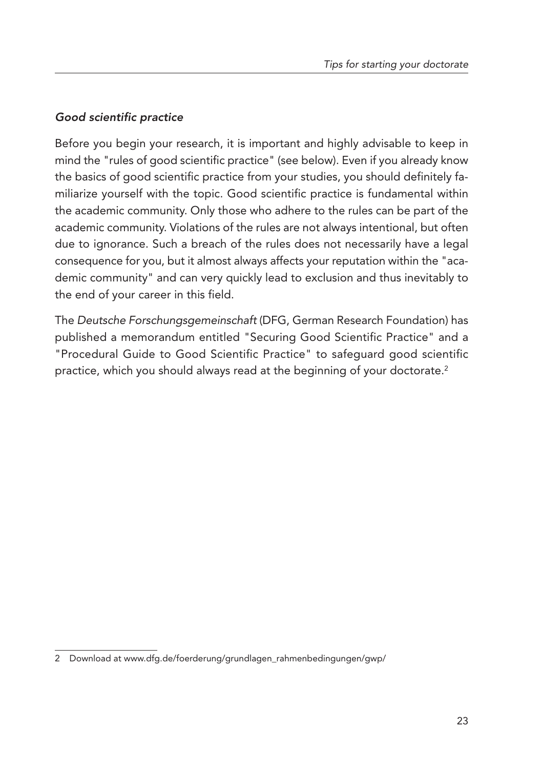### *Good scientific practice*

Before you begin your research, it is important and highly advisable to keep in mind the "rules of good scientific practice" (see below). Even if you already know the basics of good scientific practice from your studies, you should definitely familiarize yourself with the topic. Good scientific practice is fundamental within the academic community. Only those who adhere to the rules can be part of the academic community. Violations of the rules are not always intentional, but often due to ignorance. Such a breach of the rules does not necessarily have a legal consequence for you, but it almost always affects your reputation within the "academic community" and can very quickly lead to exclusion and thus inevitably to the end of your career in this field.

The *Deutsche Forschungsgemeinschaft* (DFG, German Research Foundation) has published a memorandum entitled "Securing Good Scientific Practice" and a "Procedural Guide to Good Scientific Practice" to safeguard good scientific practice, which you should always read at the beginning of your doctorate.[2]

---

2 Download at www.dfg.de/foerderung/grundlagen_rahmenbedingungen/gwp/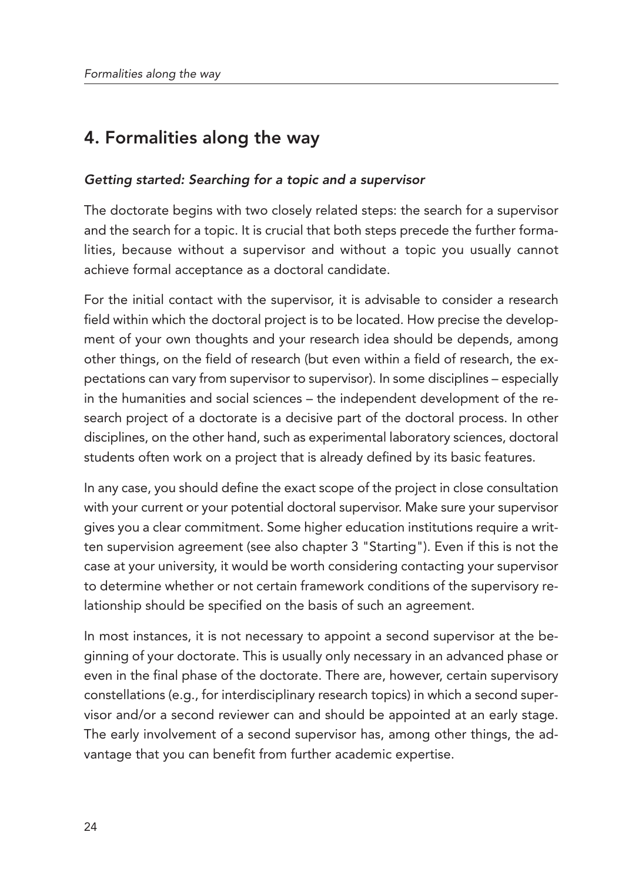# 4. Formalities along the way

### *Getting started: Searching for a topic and a supervisor*

The doctorate begins with two closely related steps: the search for a supervisor and the search for a topic. It is crucial that both steps precede the further formalities, because without a supervisor and without a topic you usually cannot achieve formal acceptance as a doctoral candidate.

For the initial contact with the supervisor, it is advisable to consider a research field within which the doctoral project is to be located. How precise the development of your own thoughts and your research idea should be depends, among other things, on the field of research (but even within a field of research, the expectations can vary from supervisor to supervisor). In some disciplines – especially in the humanities and social sciences – the independent development of the research project of a doctorate is a decisive part of the doctoral process. In other disciplines, on the other hand, such as experimental laboratory sciences, doctoral students often work on a project that is already defined by its basic features.

In any case, you should define the exact scope of the project in close consultation with your current or your potential doctoral supervisor. Make sure your supervisor gives you a clear commitment. Some higher education institutions require a written supervision agreement (see also chapter 3 "Starting"). Even if this is not the case at your university, it would be worth considering contacting your supervisor to determine whether or not certain framework conditions of the supervisory relationship should be specified on the basis of such an agreement.

In most instances, it is not necessary to appoint a second supervisor at the beginning of your doctorate. This is usually only necessary in an advanced phase or even in the final phase of the doctorate. There are, however, certain supervisory constellations (e.g., for interdisciplinary research topics) in which a second supervisor and/or a second reviewer can and should be appointed at an early stage. The early involvement of a second supervisor has, among other things, the advantage that you can benefit from further academic expertise.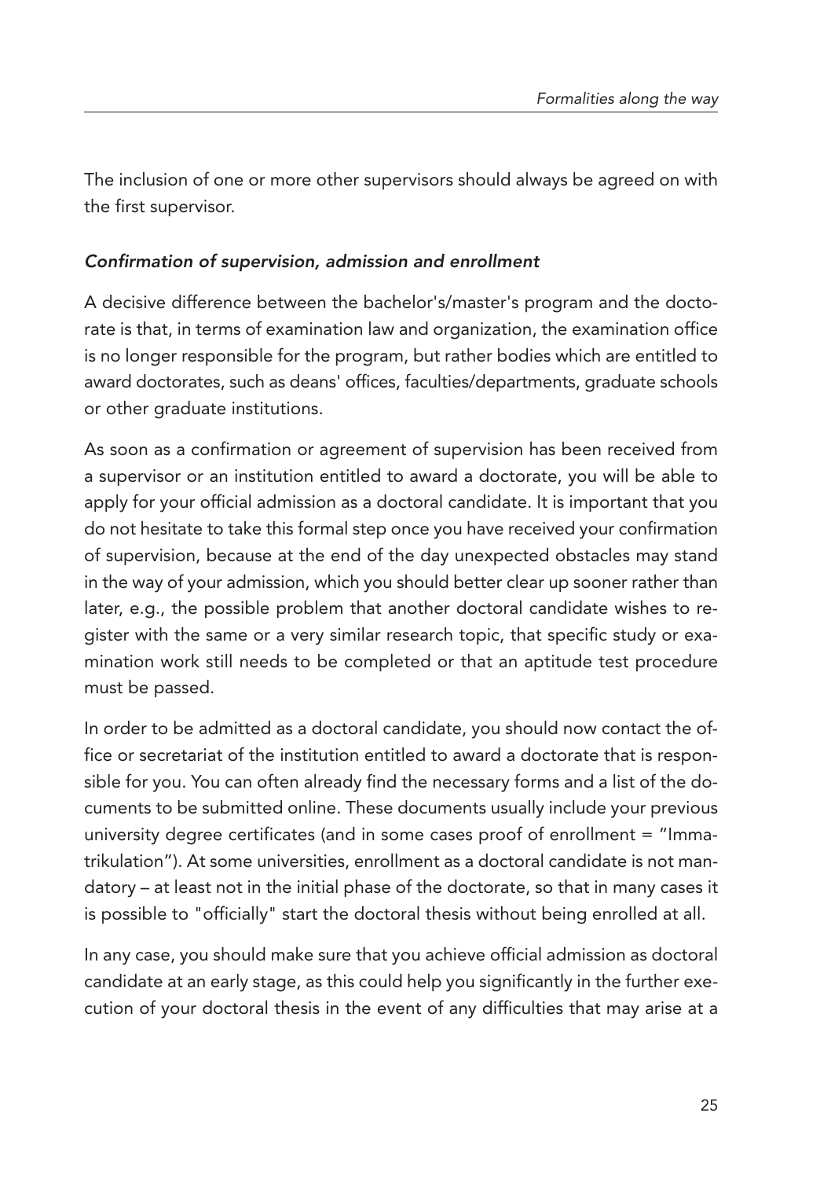The inclusion of one or more other supervisors should always be agreed on with the first supervisor.

### *Confirmation of supervision, admission and enrollment*

A decisive difference between the bachelor's/master's program and the doctorate is that, in terms of examination law and organization, the examination office is no longer responsible for the program, but rather bodies which are entitled to award doctorates, such as deans' offices, faculties/departments, graduate schools or other graduate institutions.

As soon as a confirmation or agreement of supervision has been received from a supervisor or an institution entitled to award a doctorate, you will be able to apply for your official admission as a doctoral candidate. It is important that you do not hesitate to take this formal step once you have received your confirmation of supervision, because at the end of the day unexpected obstacles may stand in the way of your admission, which you should better clear up sooner rather than later, e.g., the possible problem that another doctoral candidate wishes to register with the same or a very similar research topic, that specific study or examination work still needs to be completed or that an aptitude test procedure must be passed.

In order to be admitted as a doctoral candidate, you should now contact the office or secretariat of the institution entitled to award a doctorate that is responsible for you. You can often already find the necessary forms and a list of the documents to be submitted online. These documents usually include your previous university degree certificates (and in some cases proof of enrollment = "Immatrikulation"). At some universities, enrollment as a doctoral candidate is not mandatory – at least not in the initial phase of the doctorate, so that in many cases it is possible to "officially" start the doctoral thesis without being enrolled at all.

In any case, you should make sure that you achieve official admission as doctoral candidate at an early stage, as this could help you significantly in the further execution of your doctoral thesis in the event of any difficulties that may arise at a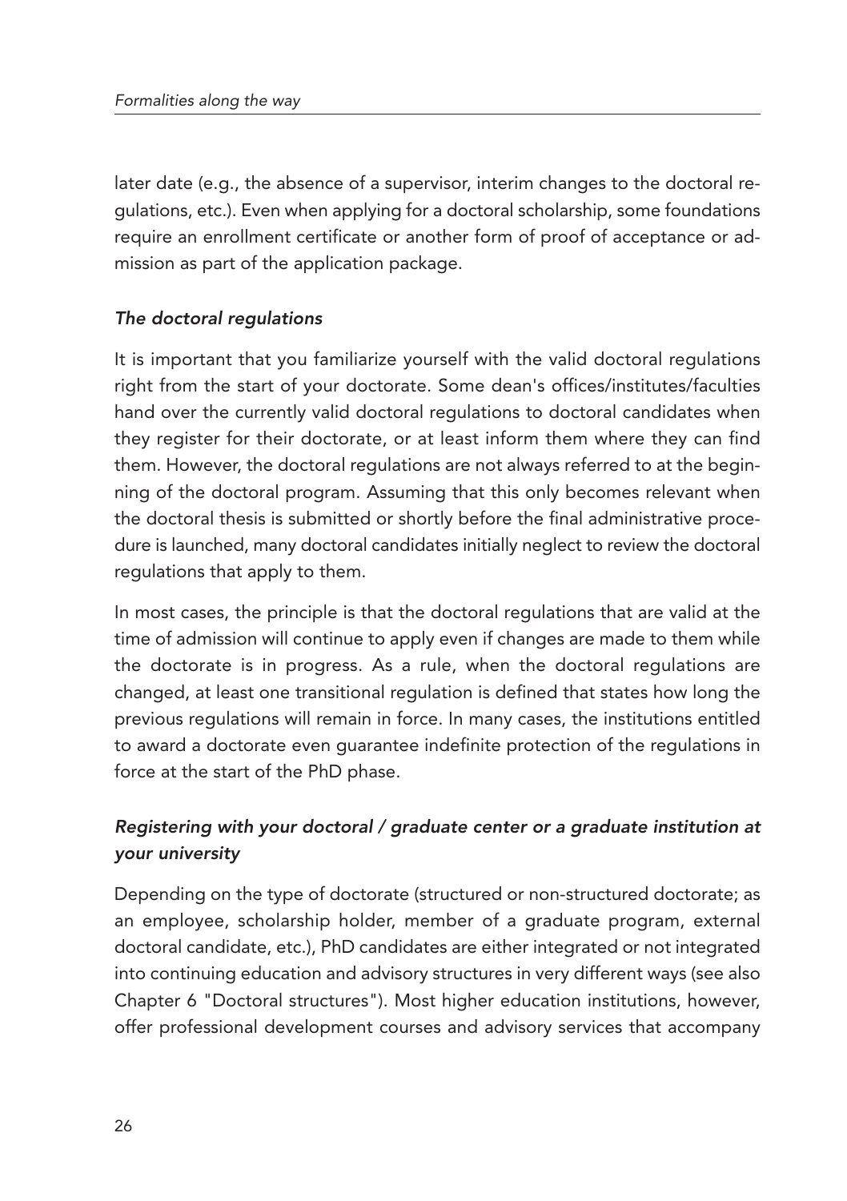later date (e.g., the absence of a supervisor, interim changes to the doctoral regulations, etc.). Even when applying for a doctoral scholarship, some foundations require an enrollment certificate or another form of proof of acceptance or admission as part of the application package.

### *The doctoral regulations*

It is important that you familiarize yourself with the valid doctoral regulations right from the start of your doctorate. Some dean's offices/institutes/faculties hand over the currently valid doctoral regulations to doctoral candidates when they register for their doctorate, or at least inform them where they can find them. However, the doctoral regulations are not always referred to at the beginning of the doctoral program. Assuming that this only becomes relevant when the doctoral thesis is submitted or shortly before the final administrative procedure is launched, many doctoral candidates initially neglect to review the doctoral regulations that apply to them.

In most cases, the principle is that the doctoral regulations that are valid at the time of admission will continue to apply even if changes are made to them while the doctorate is in progress. As a rule, when the doctoral regulations are changed, at least one transitional regulation is defined that states how long the previous regulations will remain in force. In many cases, the institutions entitled to award a doctorate even guarantee indefinite protection of the regulations in force at the start of the PhD phase.

### *Registering with your doctoral / graduate center or a graduate institution at your university*

Depending on the type of doctorate (structured or non-structured doctorate; as an employee, scholarship holder, member of a graduate program, external doctoral candidate, etc.), PhD candidates are either integrated or not integrated into continuing education and advisory structures in very different ways (see also Chapter 6 "Doctoral structures"). Most higher education institutions, however, offer professional development courses and advisory services that accompany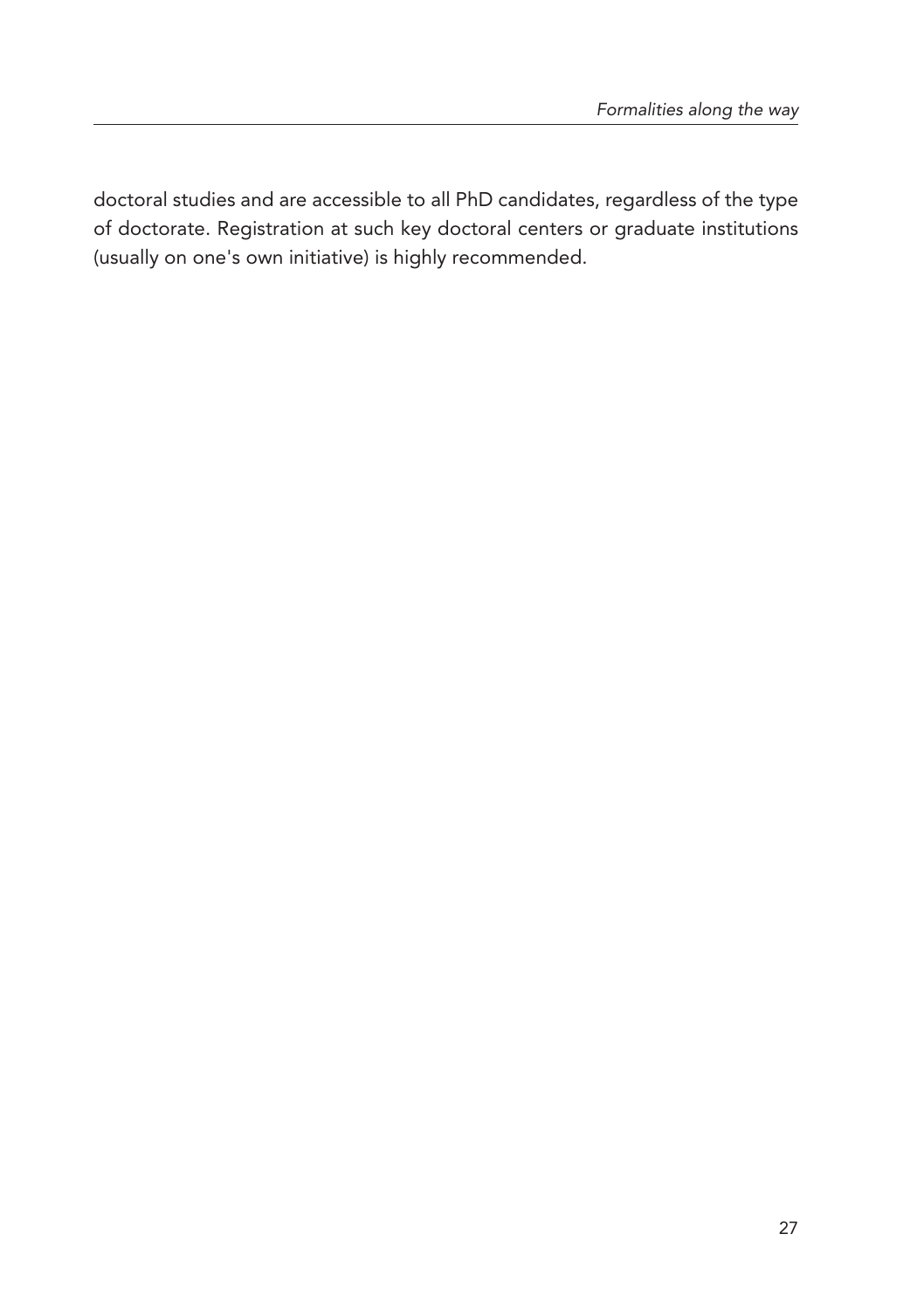doctoral studies and are accessible to all PhD candidates, regardless of the type of doctorate. Registration at such key doctoral centers or graduate institutions (usually on one's own initiative) is highly recommended.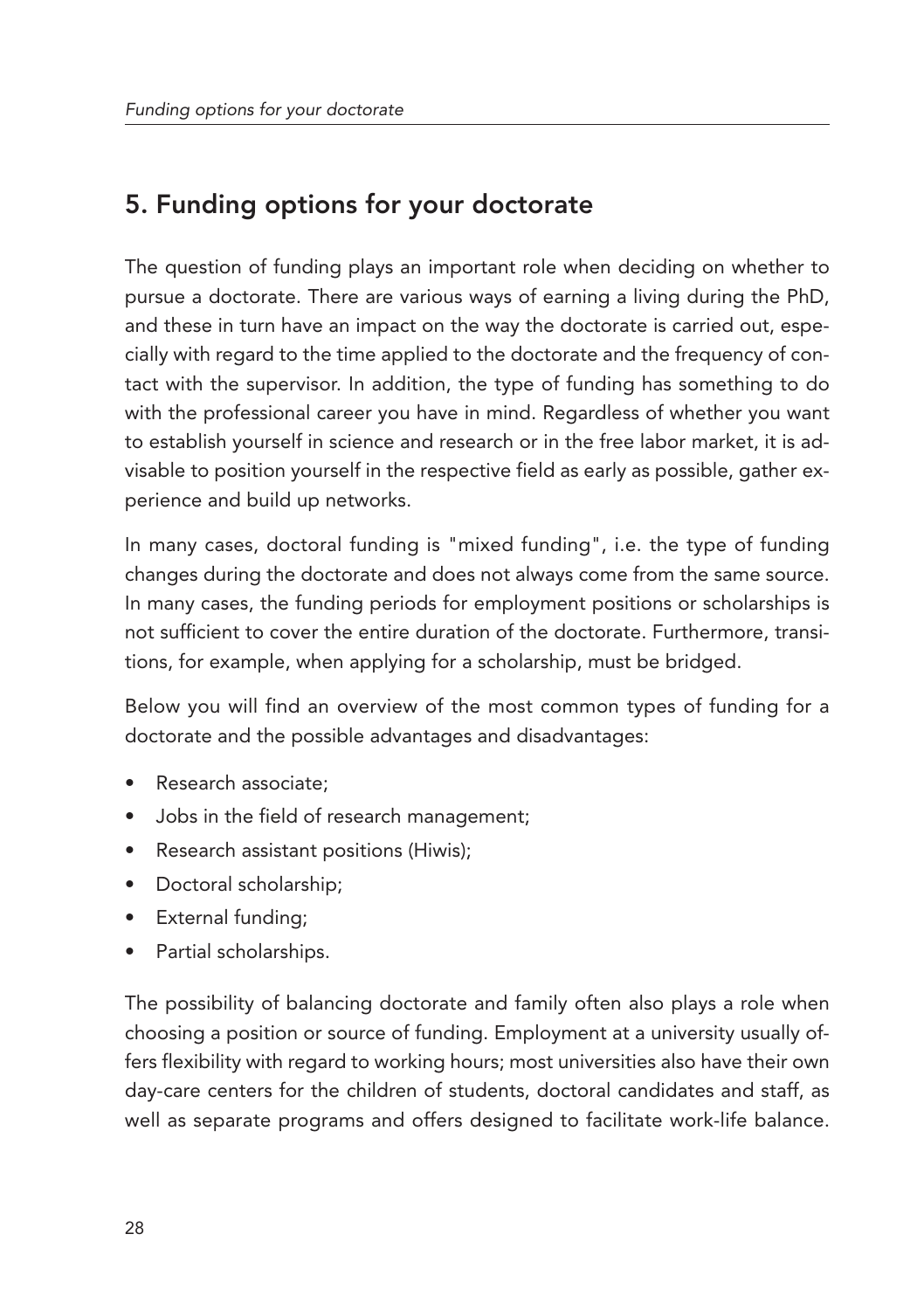## 5. Funding options for your doctorate

The question of funding plays an important role when deciding on whether to pursue a doctorate. There are various ways of earning a living during the PhD, and these in turn have an impact on the way the doctorate is carried out, especially with regard to the time applied to the doctorate and the frequency of contact with the supervisor. In addition, the type of funding has something to do with the professional career you have in mind. Regardless of whether you want to establish yourself in science and research or in the free labor market, it is advisable to position yourself in the respective field as early as possible, gather experience and build up networks.

In many cases, doctoral funding is "mixed funding", i.e. the type of funding changes during the doctorate and does not always come from the same source. In many cases, the funding periods for employment positions or scholarships is not sufficient to cover the entire duration of the doctorate. Furthermore, transitions, for example, when applying for a scholarship, must be bridged.

Below you will find an overview of the most common types of funding for a doctorate and the possible advantages and disadvantages:

- Research associate;
- Jobs in the field of research management;
- Research assistant positions (Hiwis);
- Doctoral scholarship;
- External funding;
- Partial scholarships.

The possibility of balancing doctorate and family often also plays a role when choosing a position or source of funding. Employment at a university usually offers flexibility with regard to working hours; most universities also have their own day-care centers for the children of students, doctoral candidates and staff, as well as separate programs and offers designed to facilitate work-life balance.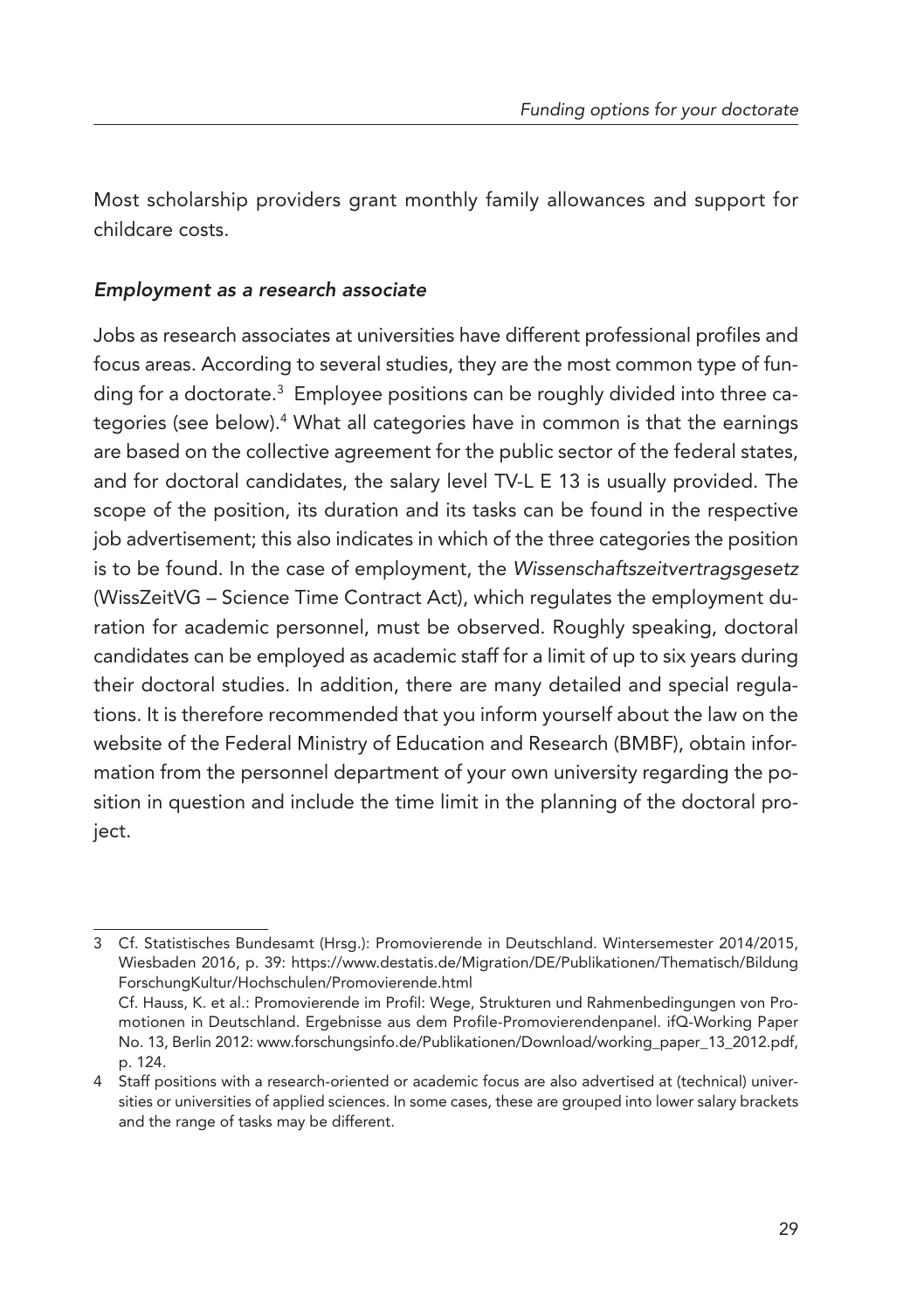Most scholarship providers grant monthly family allowances and support for childcare costs.

### *Employment as a research associate*

Jobs as research associates at universities have different professional profiles and focus areas. According to several studies, they are the most common type of funding for a doctorate.[3] Employee positions can be roughly divided into three categories (see below).[4] What all categories have in common is that the earnings are based on the collective agreement for the public sector of the federal states, and for doctoral candidates, the salary level TV-L E 13 is usually provided. The scope of the position, its duration and its tasks can be found in the respective job advertisement; this also indicates in which of the three categories the position is to be found. In the case of employment, the *Wissenschaftszeitvertragsgesetz* (WissZeitVG – Science Time Contract Act), which regulates the employment duration for academic personnel, must be observed. Roughly speaking, doctoral candidates can be employed as academic staff for a limit of up to six years during their doctoral studies. In addition, there are many detailed and special regulations. It is therefore recommended that you inform yourself about the law on the website of the Federal Ministry of Education and Research (BMBF), obtain information from the personnel department of your own university regarding the position in question and include the time limit in the planning of the doctoral project.

---

3 Cf. Statistisches Bundesamt (Hrsg.): Promovierende in Deutschland. Wintersemester 2014/2015, Wiesbaden 2016, p. 39: https://www.destatis.de/Migration/DE/Publikationen/Thematisch/BildungForschungKultur/Hochschulen/Promovierende.html
Cf. Hauss, K. et al.: Promovierende im Profil: Wege, Strukturen und Rahmenbedingungen von Promotionen in Deutschland. Ergebnisse aus dem Profile-Promovierendenpanel. ifQ-Working Paper No. 13, Berlin 2012: www.forschungsinfo.de/Publikationen/Download/working_paper_13_2012.pdf, p. 124.

4 Staff positions with a research-oriented or academic focus are also advertised at (technical) universities or universities of applied sciences. In some cases, these are grouped into lower salary brackets and the range of tasks may be different.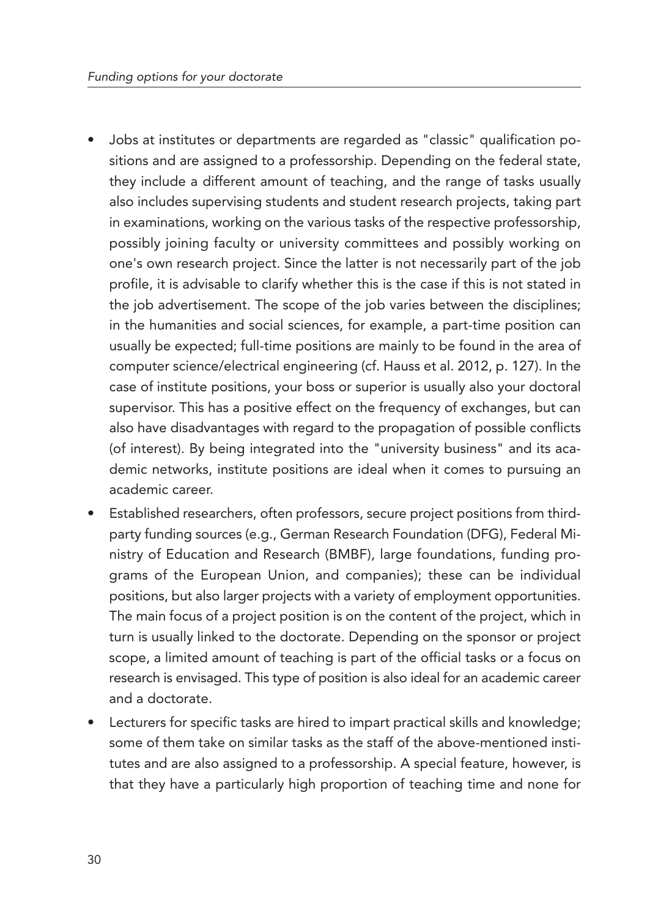- Jobs at institutes or departments are regarded as "classic" qualification positions and are assigned to a professorship. Depending on the federal state, they include a different amount of teaching, and the range of tasks usually also includes supervising students and student research projects, taking part in examinations, working on the various tasks of the respective professorship, possibly joining faculty or university committees and possibly working on one's own research project. Since the latter is not necessarily part of the job profile, it is advisable to clarify whether this is the case if this is not stated in the job advertisement. The scope of the job varies between the disciplines; in the humanities and social sciences, for example, a part-time position can usually be expected; full-time positions are mainly to be found in the area of computer science/electrical engineering (cf. Hauss et al. 2012, p. 127). In the case of institute positions, your boss or superior is usually also your doctoral supervisor. This has a positive effect on the frequency of exchanges, but can also have disadvantages with regard to the propagation of possible conflicts (of interest). By being integrated into the "university business" and its academic networks, institute positions are ideal when it comes to pursuing an academic career.
- Established researchers, often professors, secure project positions from third-party funding sources (e.g., German Research Foundation (DFG), Federal Ministry of Education and Research (BMBF), large foundations, funding programs of the European Union, and companies); these can be individual positions, but also larger projects with a variety of employment opportunities. The main focus of a project position is on the content of the project, which in turn is usually linked to the doctorate. Depending on the sponsor or project scope, a limited amount of teaching is part of the official tasks or a focus on research is envisaged. This type of position is also ideal for an academic career and a doctorate.
- Lecturers for specific tasks are hired to impart practical skills and knowledge; some of them take on similar tasks as the staff of the above-mentioned institutes and are also assigned to a professorship. A special feature, however, is that they have a particularly high proportion of teaching time and none for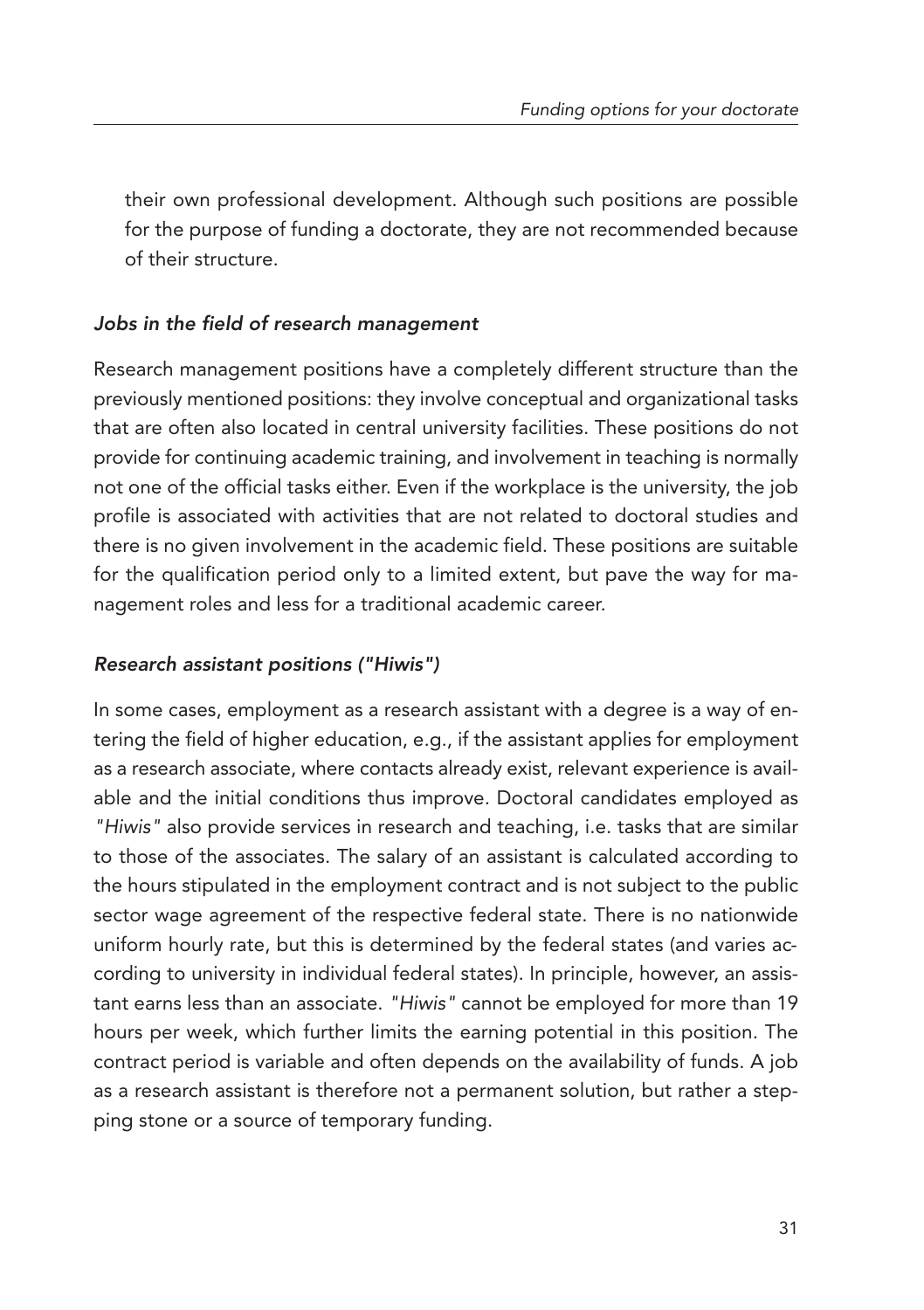their own professional development. Although such positions are possible for the purpose of funding a doctorate, they are not recommended because of their structure.

### *Jobs in the field of research management*

Research management positions have a completely different structure than the previously mentioned positions: they involve conceptual and organizational tasks that are often also located in central university facilities. These positions do not provide for continuing academic training, and involvement in teaching is normally not one of the official tasks either. Even if the workplace is the university, the job profile is associated with activities that are not related to doctoral studies and there is no given involvement in the academic field. These positions are suitable for the qualification period only to a limited extent, but pave the way for management roles and less for a traditional academic career.

### *Research assistant positions ("Hiwis")*

In some cases, employment as a research assistant with a degree is a way of entering the field of higher education, e.g., if the assistant applies for employment as a research associate, where contacts already exist, relevant experience is available and the initial conditions thus improve. Doctoral candidates employed as *"Hiwis"* also provide services in research and teaching, i.e. tasks that are similar to those of the associates. The salary of an assistant is calculated according to the hours stipulated in the employment contract and is not subject to the public sector wage agreement of the respective federal state. There is no nationwide uniform hourly rate, but this is determined by the federal states (and varies according to university in individual federal states). In principle, however, an assistant earns less than an associate. *"Hiwis"* cannot be employed for more than 19 hours per week, which further limits the earning potential in this position. The contract period is variable and often depends on the availability of funds. A job as a research assistant is therefore not a permanent solution, but rather a stepping stone or a source of temporary funding.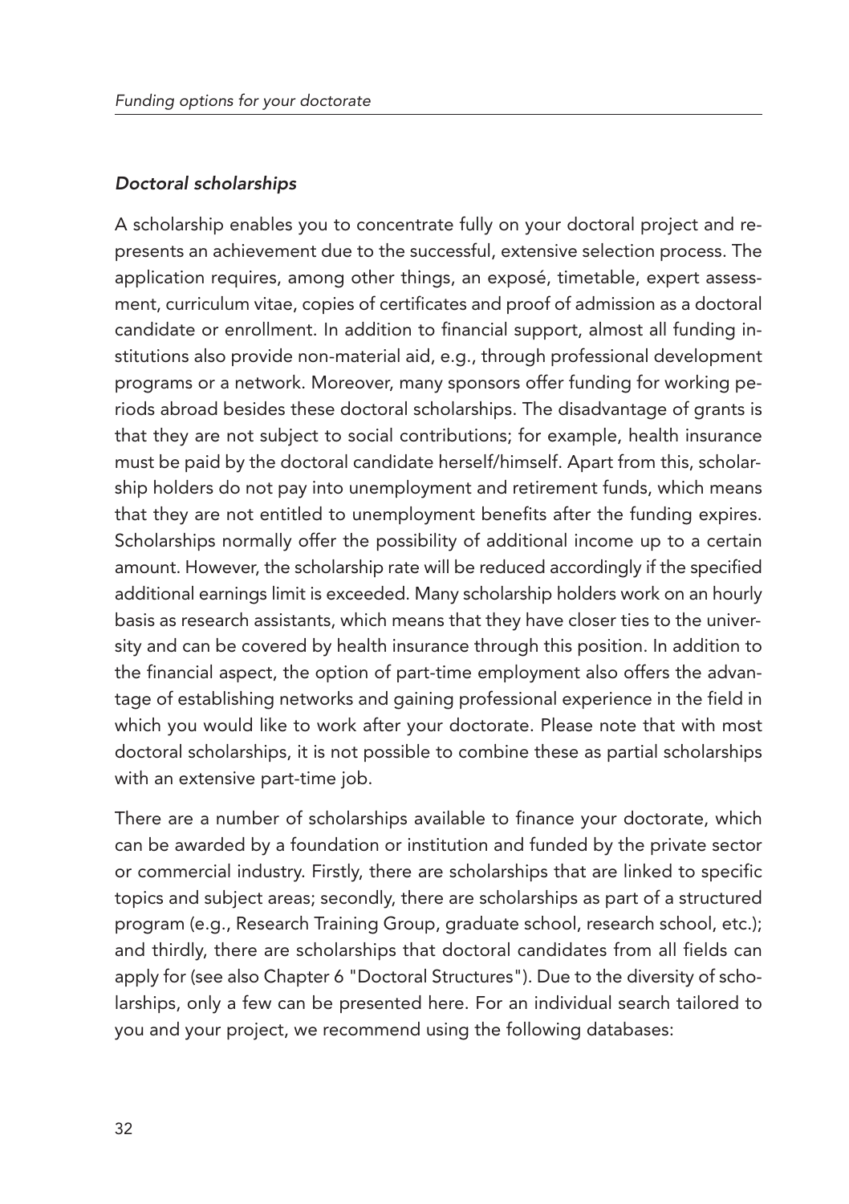### *Doctoral scholarships*

A scholarship enables you to concentrate fully on your doctoral project and represents an achievement due to the successful, extensive selection process. The application requires, among other things, an exposé, timetable, expert assessment, curriculum vitae, copies of certificates and proof of admission as a doctoral candidate or enrollment. In addition to financial support, almost all funding institutions also provide non-material aid, e.g., through professional development programs or a network. Moreover, many sponsors offer funding for working periods abroad besides these doctoral scholarships. The disadvantage of grants is that they are not subject to social contributions; for example, health insurance must be paid by the doctoral candidate herself/himself. Apart from this, scholarship holders do not pay into unemployment and retirement funds, which means that they are not entitled to unemployment benefits after the funding expires. Scholarships normally offer the possibility of additional income up to a certain amount. However, the scholarship rate will be reduced accordingly if the specified additional earnings limit is exceeded. Many scholarship holders work on an hourly basis as research assistants, which means that they have closer ties to the university and can be covered by health insurance through this position. In addition to the financial aspect, the option of part-time employment also offers the advantage of establishing networks and gaining professional experience in the field in which you would like to work after your doctorate. Please note that with most doctoral scholarships, it is not possible to combine these as partial scholarships with an extensive part-time job.

There are a number of scholarships available to finance your doctorate, which can be awarded by a foundation or institution and funded by the private sector or commercial industry. Firstly, there are scholarships that are linked to specific topics and subject areas; secondly, there are scholarships as part of a structured program (e.g., Research Training Group, graduate school, research school, etc.); and thirdly, there are scholarships that doctoral candidates from all fields can apply for (see also Chapter 6 "Doctoral Structures"). Due to the diversity of scholarships, only a few can be presented here. For an individual search tailored to you and your project, we recommend using the following databases: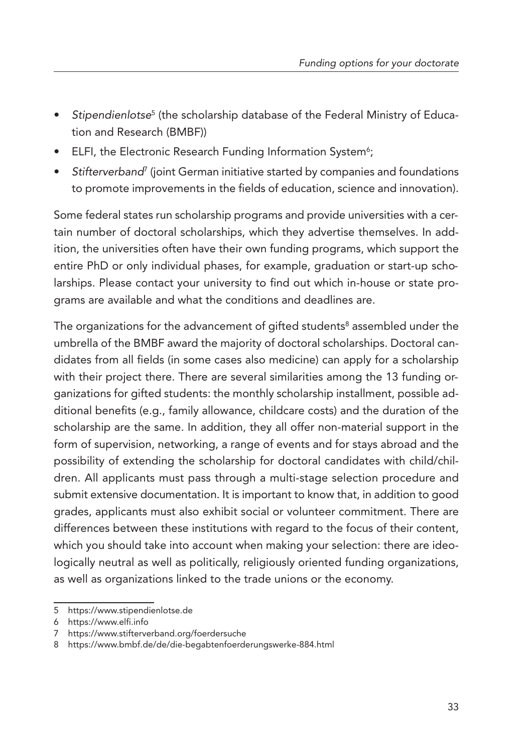- *Stipendienlotse*[5] (the scholarship database of the Federal Ministry of Education and Research (BMBF))
- ELFI, the Electronic Research Funding Information System[6];
- *Stifterverband*[7] (joint German initiative started by companies and foundations to promote improvements in the fields of education, science and innovation).

Some federal states run scholarship programs and provide universities with a certain number of doctoral scholarships, which they advertise themselves. In addition, the universities often have their own funding programs, which support the entire PhD or only individual phases, for example, graduation or start-up scholarships. Please contact your university to find out which in-house or state programs are available and what the conditions and deadlines are.

The organizations for the advancement of gifted students[8] assembled under the umbrella of the BMBF award the majority of doctoral scholarships. Doctoral candidates from all fields (in some cases also medicine) can apply for a scholarship with their project there. There are several similarities among the 13 funding organizations for gifted students: the monthly scholarship installment, possible additional benefits (e.g., family allowance, childcare costs) and the duration of the scholarship are the same. In addition, they all offer non-material support in the form of supervision, networking, a range of events and for stays abroad and the possibility of extending the scholarship for doctoral candidates with child/children. All applicants must pass through a multi-stage selection procedure and submit extensive documentation. It is important to know that, in addition to good grades, applicants must also exhibit social or volunteer commitment. There are differences between these institutions with regard to the focus of their content, which you should take into account when making your selection: there are ideologically neutral as well as politically, religiously oriented funding organizations, as well as organizations linked to the trade unions or the economy.

5 https://www.stipendienlotse.de
6 https://www.elfi.info
7 https://www.stifterverband.org/foerdersuche
8 https://www.bmbf.de/de/die-begabtenfoerderungswerke-884.html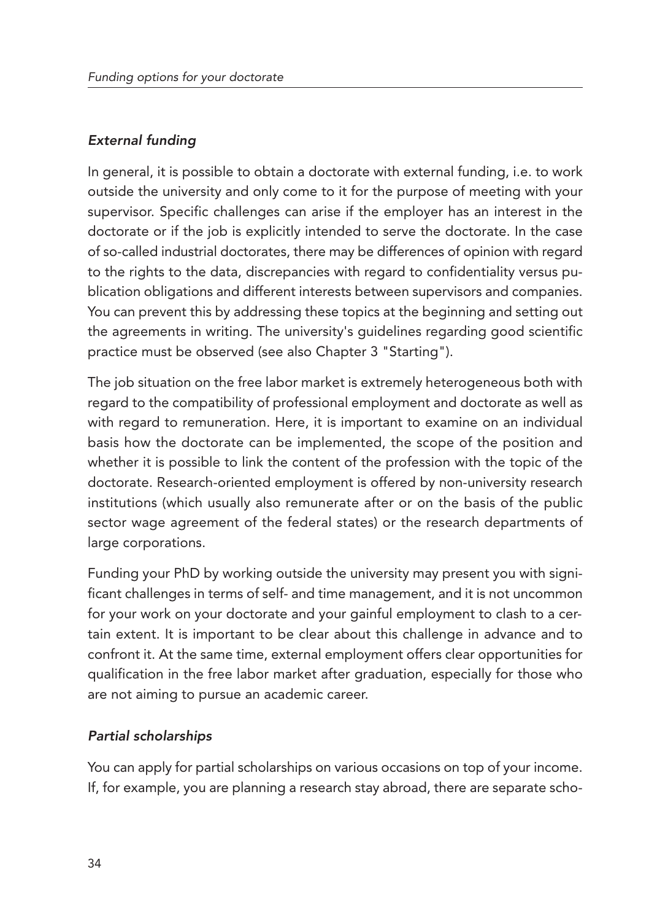### *External funding*

In general, it is possible to obtain a doctorate with external funding, i.e. to work outside the university and only come to it for the purpose of meeting with your supervisor. Specific challenges can arise if the employer has an interest in the doctorate or if the job is explicitly intended to serve the doctorate. In the case of so-called industrial doctorates, there may be differences of opinion with regard to the rights to the data, discrepancies with regard to confidentiality versus publication obligations and different interests between supervisors and companies. You can prevent this by addressing these topics at the beginning and setting out the agreements in writing. The university's guidelines regarding good scientific practice must be observed (see also Chapter 3 "Starting").

The job situation on the free labor market is extremely heterogeneous both with regard to the compatibility of professional employment and doctorate as well as with regard to remuneration. Here, it is important to examine on an individual basis how the doctorate can be implemented, the scope of the position and whether it is possible to link the content of the profession with the topic of the doctorate. Research-oriented employment is offered by non-university research institutions (which usually also remunerate after or on the basis of the public sector wage agreement of the federal states) or the research departments of large corporations.

Funding your PhD by working outside the university may present you with significant challenges in terms of self- and time management, and it is not uncommon for your work on your doctorate and your gainful employment to clash to a certain extent. It is important to be clear about this challenge in advance and to confront it. At the same time, external employment offers clear opportunities for qualification in the free labor market after graduation, especially for those who are not aiming to pursue an academic career.

### *Partial scholarships*

You can apply for partial scholarships on various occasions on top of your income. If, for example, you are planning a research stay abroad, there are separate scho-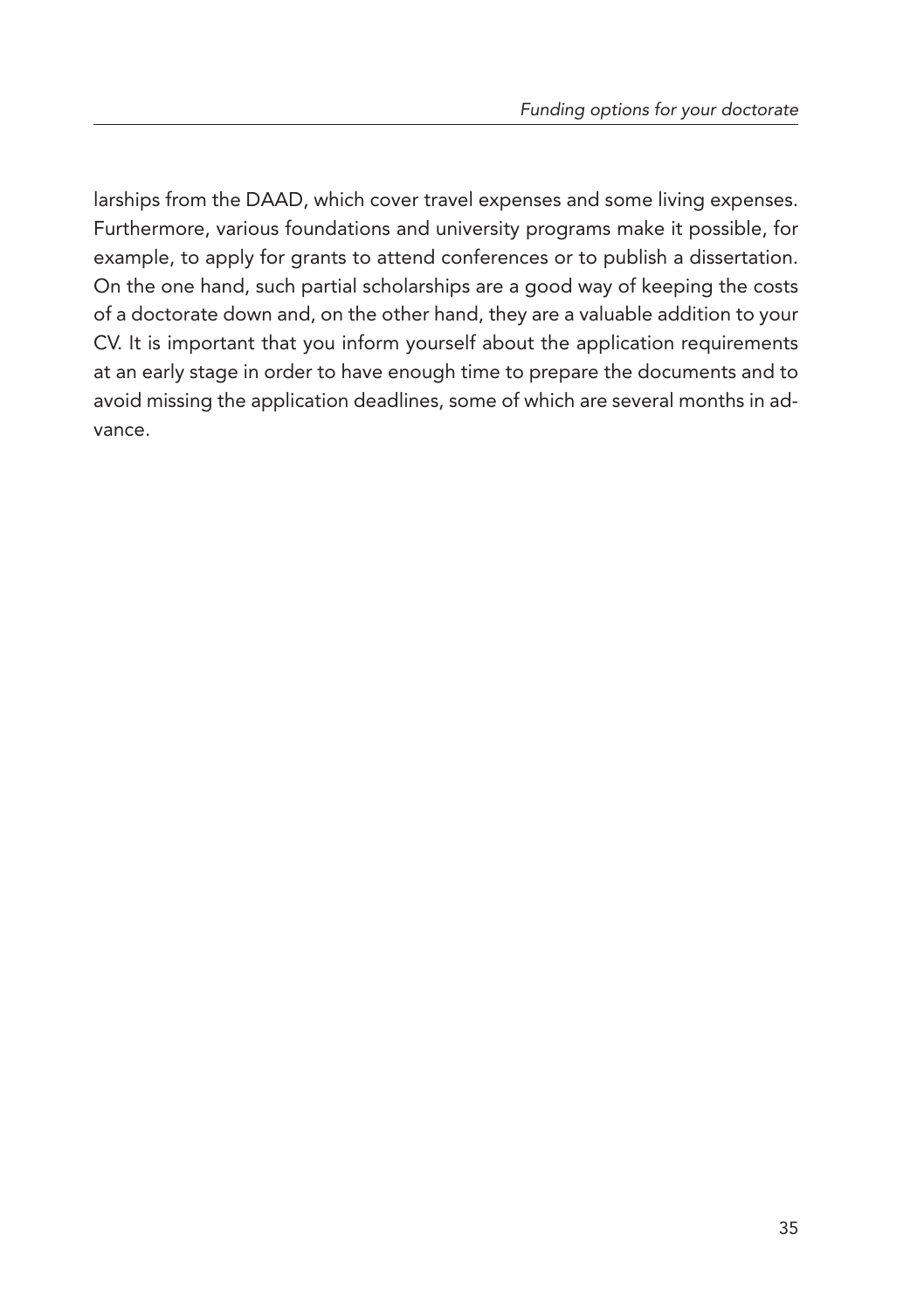larships from the DAAD, which cover travel expenses and some living expenses. Furthermore, various foundations and university programs make it possible, for example, to apply for grants to attend conferences or to publish a dissertation. On the one hand, such partial scholarships are a good way of keeping the costs of a doctorate down and, on the other hand, they are a valuable addition to your CV. It is important that you inform yourself about the application requirements at an early stage in order to have enough time to prepare the documents and to avoid missing the application deadlines, some of which are several months in advance.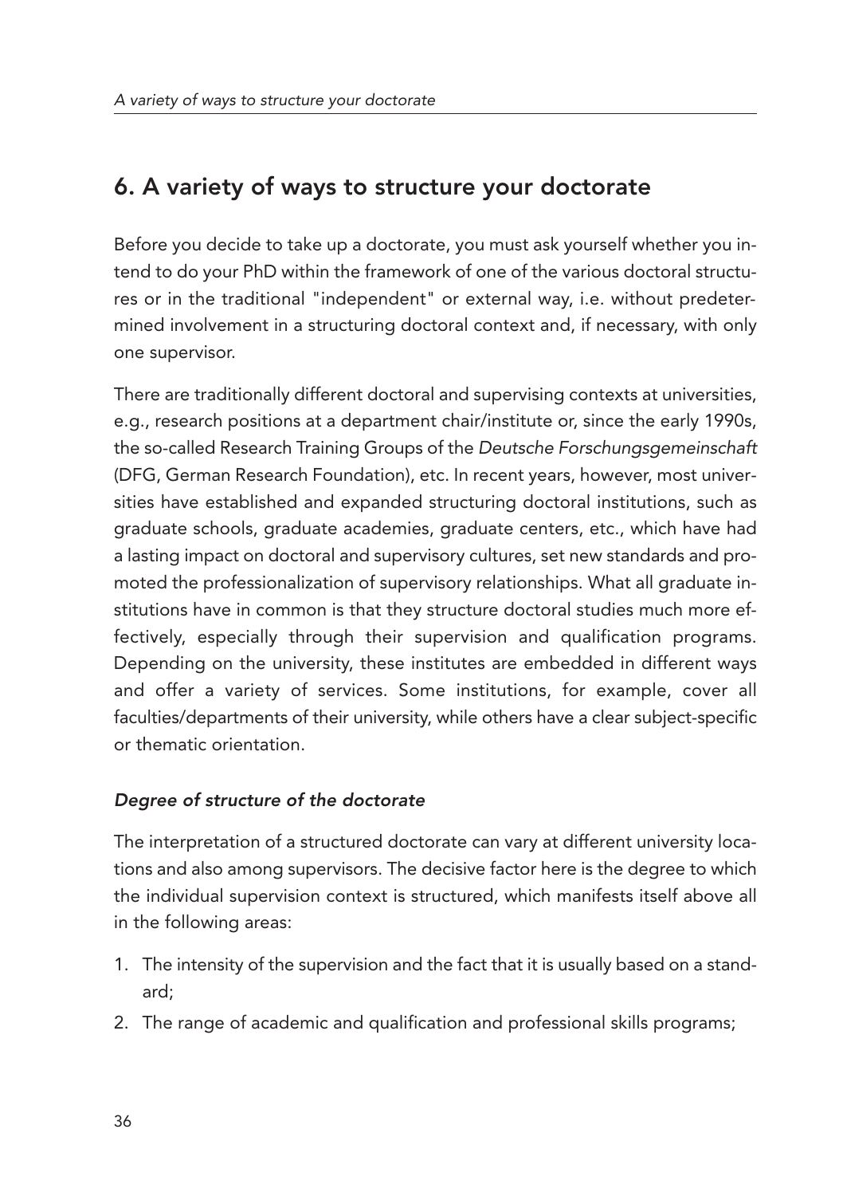## 6. A variety of ways to structure your doctorate

Before you decide to take up a doctorate, you must ask yourself whether you intend to do your PhD within the framework of one of the various doctoral structures or in the traditional "independent" or external way, i.e. without predetermined involvement in a structuring doctoral context and, if necessary, with only one supervisor.

There are traditionally different doctoral and supervising contexts at universities, e.g., research positions at a department chair/institute or, since the early 1990s, the so-called Research Training Groups of the *Deutsche Forschungsgemeinschaft* (DFG, German Research Foundation), etc. In recent years, however, most universities have established and expanded structuring doctoral institutions, such as graduate schools, graduate academies, graduate centers, etc., which have had a lasting impact on doctoral and supervisory cultures, set new standards and promoted the professionalization of supervisory relationships. What all graduate institutions have in common is that they structure doctoral studies much more effectively, especially through their supervision and qualification programs. Depending on the university, these institutes are embedded in different ways and offer a variety of services. Some institutions, for example, cover all faculties/departments of their university, while others have a clear subject-specific or thematic orientation.

### *Degree of structure of the doctorate*

The interpretation of a structured doctorate can vary at different university locations and also among supervisors. The decisive factor here is the degree to which the individual supervision context is structured, which manifests itself above all in the following areas:

1. The intensity of the supervision and the fact that it is usually based on a standard;
2. The range of academic and qualification and professional skills programs;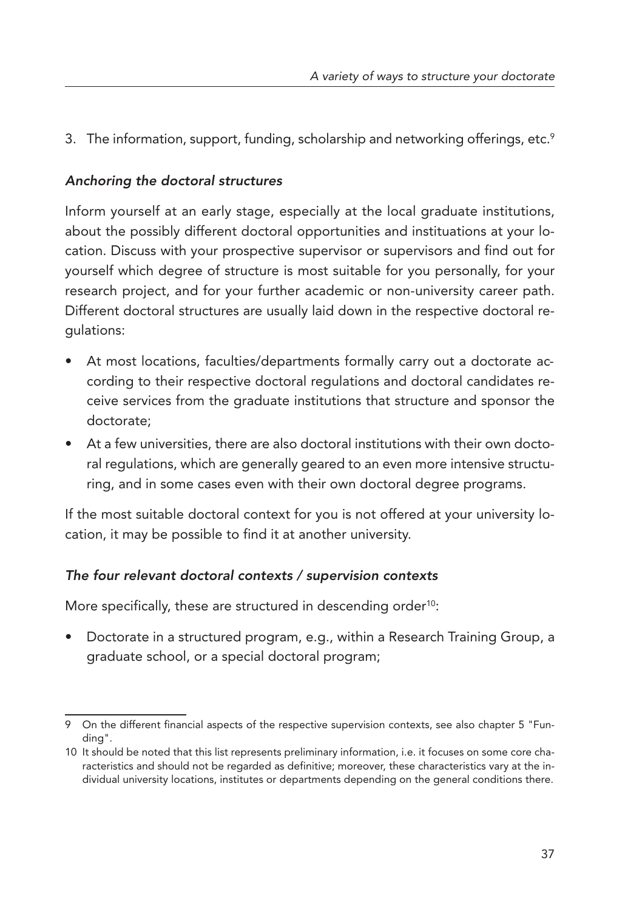3. The information, support, funding, scholarship and networking offerings, etc.[9]

*Anchoring the doctoral structures*

Inform yourself at an early stage, especially at the local graduate institutions, about the possibly different doctoral opportunities and instituations at your location. Discuss with your prospective supervisor or supervisors and find out for yourself which degree of structure is most suitable for you personally, for your research project, and for your further academic or non-university career path. Different doctoral structures are usually laid down in the respective doctoral regulations:

- At most locations, faculties/departments formally carry out a doctorate according to their respective doctoral regulations and doctoral candidates receive services from the graduate institutions that structure and sponsor the doctorate;
- At a few universities, there are also doctoral institutions with their own doctoral regulations, which are generally geared to an even more intensive structuring, and in some cases even with their own doctoral degree programs.

If the most suitable doctoral context for you is not offered at your university location, it may be possible to find it at another university.

*The four relevant doctoral contexts / supervision contexts*

More specifically, these are structured in descending order[10]:

- Doctorate in a structured program, e.g., within a Research Training Group, a graduate school, or a special doctoral program;

---

9 On the different financial aspects of the respective supervision contexts, see also chapter 5 "Funding".

10 It should be noted that this list represents preliminary information, i.e. it focuses on some core characteristics and should not be regarded as definitive; moreover, these characteristics vary at the individual university locations, institutes or departments depending on the general conditions there.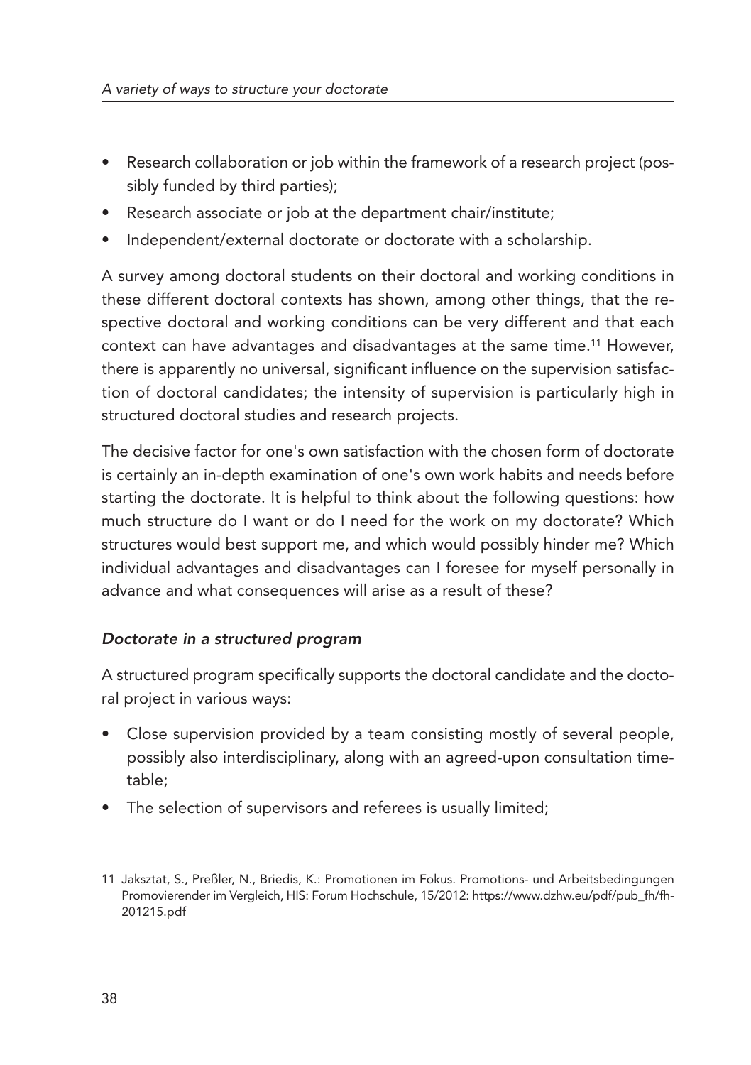- Research collaboration or job within the framework of a research project (possibly funded by third parties);
- Research associate or job at the department chair/institute;
- Independent/external doctorate or doctorate with a scholarship.

A survey among doctoral students on their doctoral and working conditions in these different doctoral contexts has shown, among other things, that the respective doctoral and working conditions can be very different and that each context can have advantages and disadvantages at the same time.[11] However, there is apparently no universal, significant influence on the supervision satisfaction of doctoral candidates; the intensity of supervision is particularly high in structured doctoral studies and research projects.

The decisive factor for one's own satisfaction with the chosen form of doctorate is certainly an in-depth examination of one's own work habits and needs before starting the doctorate. It is helpful to think about the following questions: how much structure do I want or do I need for the work on my doctorate? Which structures would best support me, and which would possibly hinder me? Which individual advantages and disadvantages can I foresee for myself personally in advance and what consequences will arise as a result of these?

### *Doctorate in a structured program*

A structured program specifically supports the doctoral candidate and the doctoral project in various ways:

- Close supervision provided by a team consisting mostly of several people, possibly also interdisciplinary, along with an agreed-upon consultation timetable;
- The selection of supervisors and referees is usually limited;

---

11 Jaksztat, S., Preßler, N., Briedis, K.: Promotionen im Fokus. Promotions- und Arbeitsbedingungen Promovierender im Vergleich, HIS: Forum Hochschule, 15/2012: https://www.dzhw.eu/pdf/pub_fh/fh-201215.pdf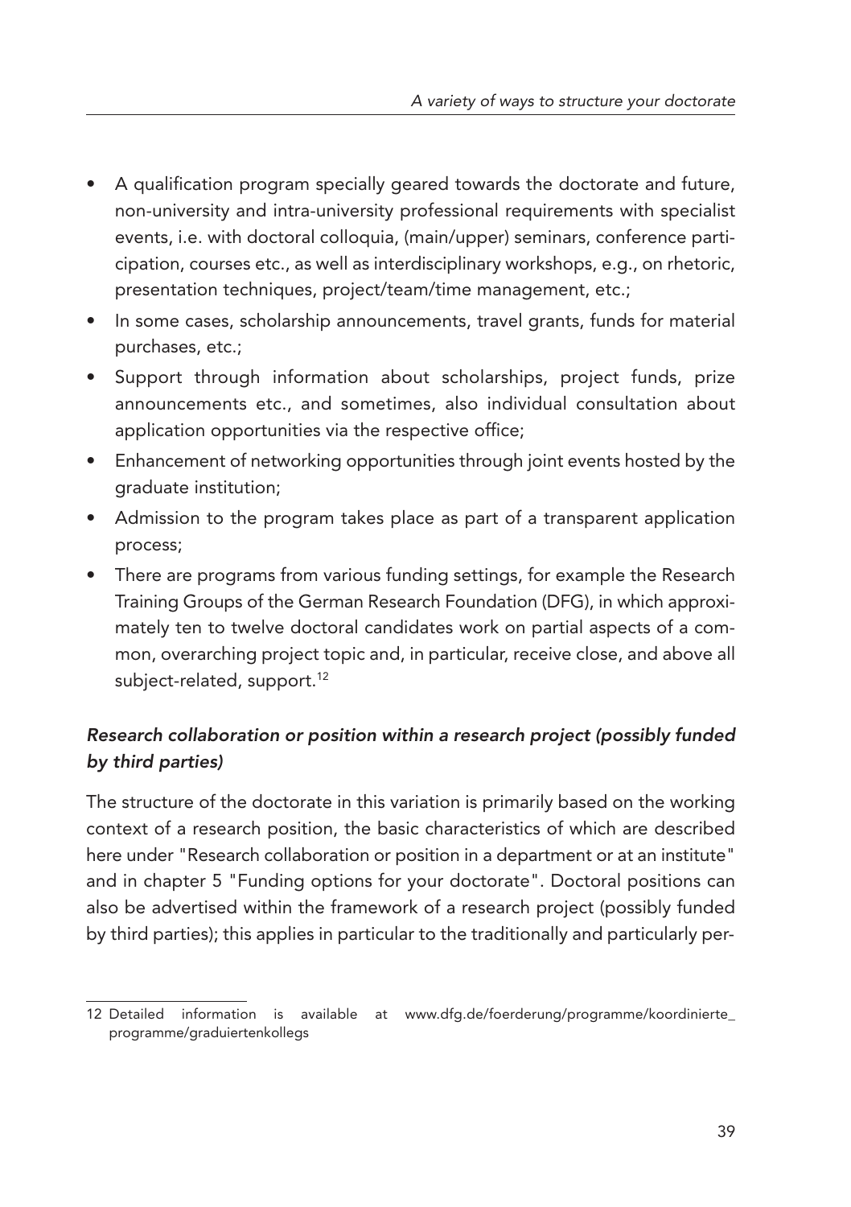- A qualification program specially geared towards the doctorate and future, non-university and intra-university professional requirements with specialist events, i.e. with doctoral colloquia, (main/upper) seminars, conference participation, courses etc., as well as interdisciplinary workshops, e.g., on rhetoric, presentation techniques, project/team/time management, etc.;
- In some cases, scholarship announcements, travel grants, funds for material purchases, etc.;
- Support through information about scholarships, project funds, prize announcements etc., and sometimes, also individual consultation about application opportunities via the respective office;
- Enhancement of networking opportunities through joint events hosted by the graduate institution;
- Admission to the program takes place as part of a transparent application process;
- There are programs from various funding settings, for example the Research Training Groups of the German Research Foundation (DFG), in which approximately ten to twelve doctoral candidates work on partial aspects of a common, overarching project topic and, in particular, receive close, and above all subject-related, support.[12]

***Research collaboration or position within a research project (possibly funded by third parties)***

The structure of the doctorate in this variation is primarily based on the working context of a research position, the basic characteristics of which are described here under "Research collaboration or position in a department or at an institute" and in chapter 5 "Funding options for your doctorate". Doctoral positions can also be advertised within the framework of a research project (possibly funded by third parties); this applies in particular to the traditionally and particularly per-

12 Detailed information is available at www.dfg.de/foerderung/programme/koordinierte_programme/graduiertenkollegs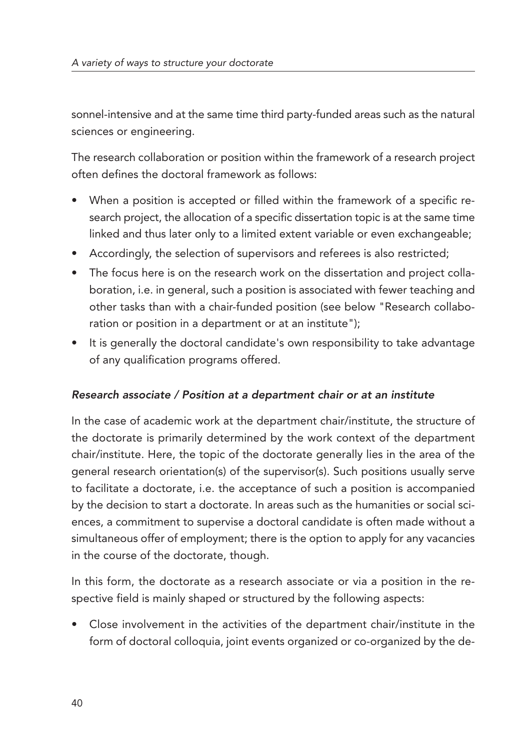sonnel-intensive and at the same time third party-funded areas such as the natural sciences or engineering.

The research collaboration or position within the framework of a research project often defines the doctoral framework as follows:

- When a position is accepted or filled within the framework of a specific research project, the allocation of a specific dissertation topic is at the same time linked and thus later only to a limited extent variable or even exchangeable;
- Accordingly, the selection of supervisors and referees is also restricted;
- The focus here is on the research work on the dissertation and project collaboration, i.e. in general, such a position is associated with fewer teaching and other tasks than with a chair-funded position (see below "Research collaboration or position in a department or at an institute");
- It is generally the doctoral candidate's own responsibility to take advantage of any qualification programs offered.

### *Research associate / Position at a department chair or at an institute*

In the case of academic work at the department chair/institute, the structure of the doctorate is primarily determined by the work context of the department chair/institute. Here, the topic of the doctorate generally lies in the area of the general research orientation(s) of the supervisor(s). Such positions usually serve to facilitate a doctorate, i.e. the acceptance of such a position is accompanied by the decision to start a doctorate. In areas such as the humanities or social sciences, a commitment to supervise a doctoral candidate is often made without a simultaneous offer of employment; there is the option to apply for any vacancies in the course of the doctorate, though.

In this form, the doctorate as a research associate or via a position in the respective field is mainly shaped or structured by the following aspects:

- Close involvement in the activities of the department chair/institute in the form of doctoral colloquia, joint events organized or co-organized by the de-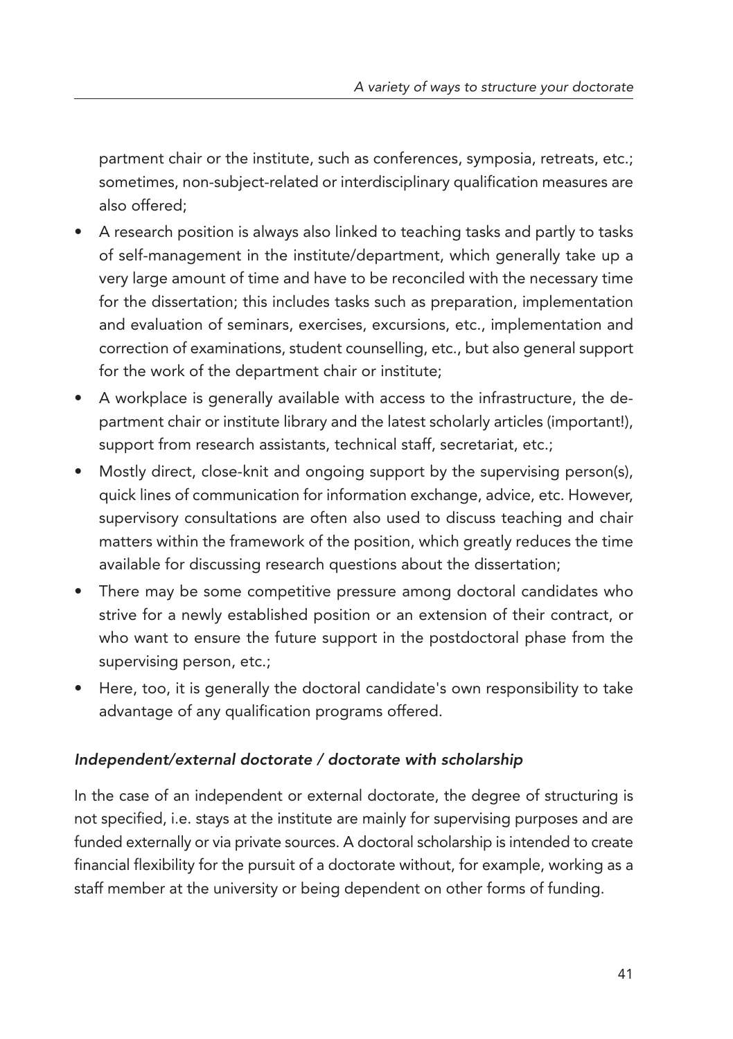partment chair or the institute, such as conferences, symposia, retreats, etc.; sometimes, non-subject-related or interdisciplinary qualification measures are also offered;

- A research position is always also linked to teaching tasks and partly to tasks of self-management in the institute/department, which generally take up a very large amount of time and have to be reconciled with the necessary time for the dissertation; this includes tasks such as preparation, implementation and evaluation of seminars, exercises, excursions, etc., implementation and correction of examinations, student counselling, etc., but also general support for the work of the department chair or institute;
- A workplace is generally available with access to the infrastructure, the department chair or institute library and the latest scholarly articles (important!), support from research assistants, technical staff, secretariat, etc.;
- Mostly direct, close-knit and ongoing support by the supervising person(s), quick lines of communication for information exchange, advice, etc. However, supervisory consultations are often also used to discuss teaching and chair matters within the framework of the position, which greatly reduces the time available for discussing research questions about the dissertation;
- There may be some competitive pressure among doctoral candidates who strive for a newly established position or an extension of their contract, or who want to ensure the future support in the postdoctoral phase from the supervising person, etc.;
- Here, too, it is generally the doctoral candidate's own responsibility to take advantage of any qualification programs offered.

### *Independent/external doctorate / doctorate with scholarship*

In the case of an independent or external doctorate, the degree of structuring is not specified, i.e. stays at the institute are mainly for supervising purposes and are funded externally or via private sources. A doctoral scholarship is intended to create financial flexibility for the pursuit of a doctorate without, for example, working as a staff member at the university or being dependent on other forms of funding.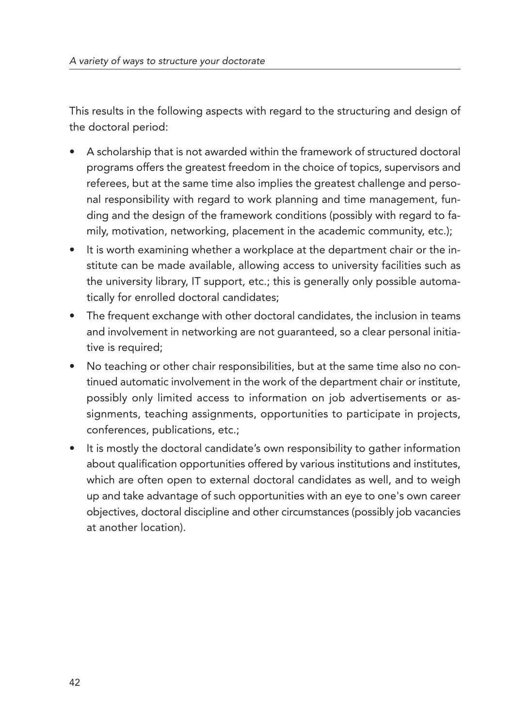This results in the following aspects with regard to the structuring and design of the doctoral period:

- A scholarship that is not awarded within the framework of structured doctoral programs offers the greatest freedom in the choice of topics, supervisors and referees, but at the same time also implies the greatest challenge and personal responsibility with regard to work planning and time management, funding and the design of the framework conditions (possibly with regard to family, motivation, networking, placement in the academic community, etc.);
- It is worth examining whether a workplace at the department chair or the institute can be made available, allowing access to university facilities such as the university library, IT support, etc.; this is generally only possible automatically for enrolled doctoral candidates;
- The frequent exchange with other doctoral candidates, the inclusion in teams and involvement in networking are not guaranteed, so a clear personal initiative is required;
- No teaching or other chair responsibilities, but at the same time also no continued automatic involvement in the work of the department chair or institute, possibly only limited access to information on job advertisements or assignments, teaching assignments, opportunities to participate in projects, conferences, publications, etc.;
- It is mostly the doctoral candidate's own responsibility to gather information about qualification opportunities offered by various institutions and institutes, which are often open to external doctoral candidates as well, and to weigh up and take advantage of such opportunities with an eye to one's own career objectives, doctoral discipline and other circumstances (possibly job vacancies at another location).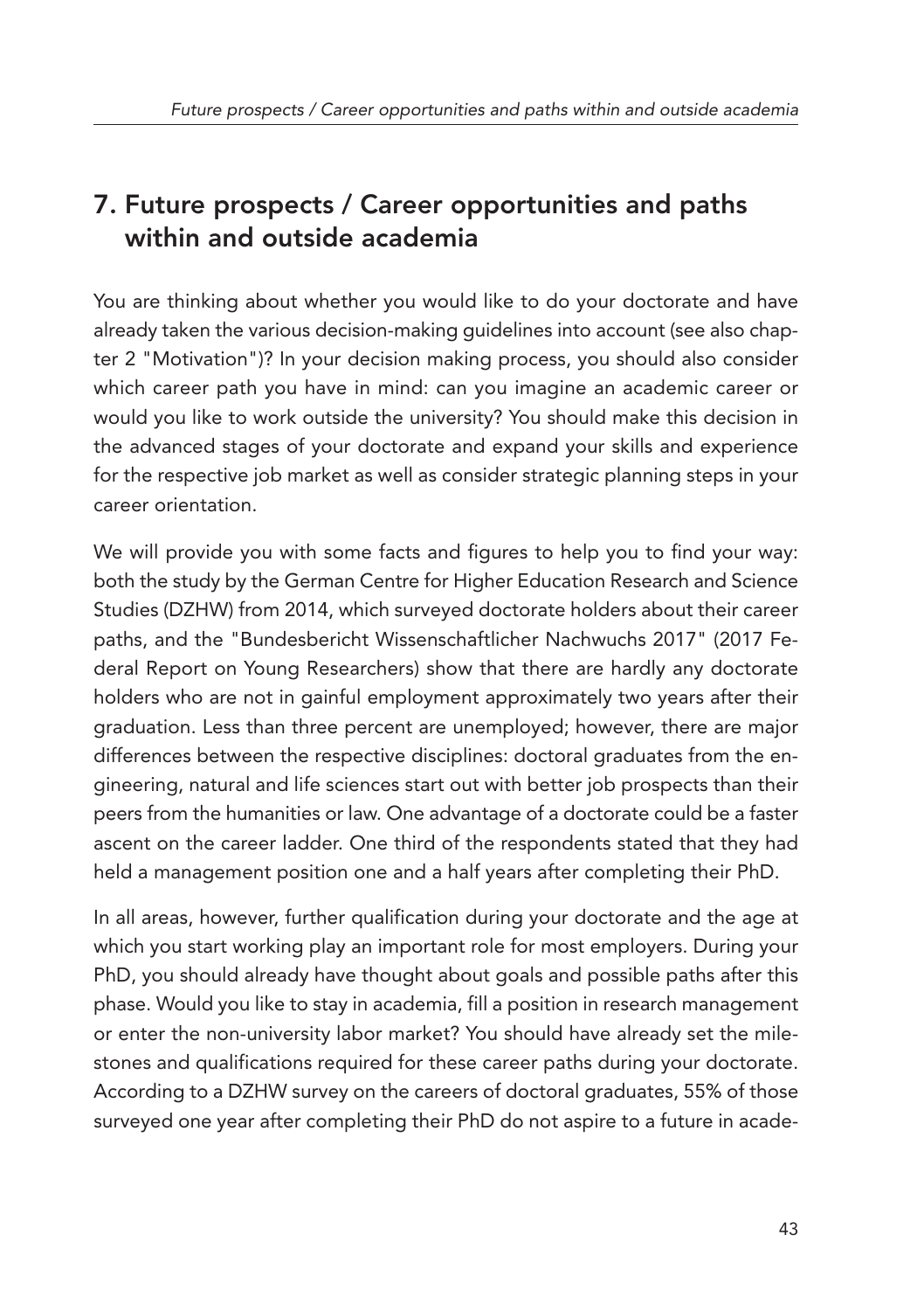## 7. Future prospects / Career opportunities and paths within and outside academia

You are thinking about whether you would like to do your doctorate and have already taken the various decision-making guidelines into account (see also chapter 2 "Motivation")? In your decision making process, you should also consider which career path you have in mind: can you imagine an academic career or would you like to work outside the university? You should make this decision in the advanced stages of your doctorate and expand your skills and experience for the respective job market as well as consider strategic planning steps in your career orientation.

We will provide you with some facts and figures to help you to find your way: both the study by the German Centre for Higher Education Research and Science Studies (DZHW) from 2014, which surveyed doctorate holders about their career paths, and the "Bundesbericht Wissenschaftlicher Nachwuchs 2017" (2017 Federal Report on Young Researchers) show that there are hardly any doctorate holders who are not in gainful employment approximately two years after their graduation. Less than three percent are unemployed; however, there are major differences between the respective disciplines: doctoral graduates from the engineering, natural and life sciences start out with better job prospects than their peers from the humanities or law. One advantage of a doctorate could be a faster ascent on the career ladder. One third of the respondents stated that they had held a management position one and a half years after completing their PhD.

In all areas, however, further qualification during your doctorate and the age at which you start working play an important role for most employers. During your PhD, you should already have thought about goals and possible paths after this phase. Would you like to stay in academia, fill a position in research management or enter the non-university labor market? You should have already set the milestones and qualifications required for these career paths during your doctorate. According to a DZHW survey on the careers of doctoral graduates, 55% of those surveyed one year after completing their PhD do not aspire to a future in acade-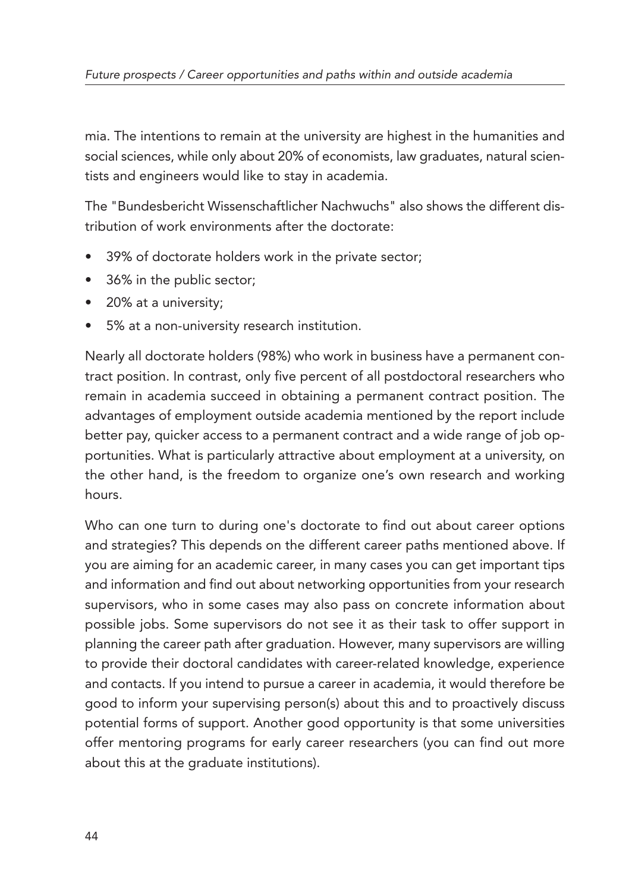mia. The intentions to remain at the university are highest in the humanities and social sciences, while only about 20% of economists, law graduates, natural scientists and engineers would like to stay in academia.

The "Bundesbericht Wissenschaftlicher Nachwuchs" also shows the different distribution of work environments after the doctorate:

- 39% of doctorate holders work in the private sector;
- 36% in the public sector;
- 20% at a university;
- 5% at a non-university research institution.

Nearly all doctorate holders (98%) who work in business have a permanent contract position. In contrast, only five percent of all postdoctoral researchers who remain in academia succeed in obtaining a permanent contract position. The advantages of employment outside academia mentioned by the report include better pay, quicker access to a permanent contract and a wide range of job opportunities. What is particularly attractive about employment at a university, on the other hand, is the freedom to organize one's own research and working hours.

Who can one turn to during one's doctorate to find out about career options and strategies? This depends on the different career paths mentioned above. If you are aiming for an academic career, in many cases you can get important tips and information and find out about networking opportunities from your research supervisors, who in some cases may also pass on concrete information about possible jobs. Some supervisors do not see it as their task to offer support in planning the career path after graduation. However, many supervisors are willing to provide their doctoral candidates with career-related knowledge, experience and contacts. If you intend to pursue a career in academia, it would therefore be good to inform your supervising person(s) about this and to proactively discuss potential forms of support. Another good opportunity is that some universities offer mentoring programs for early career researchers (you can find out more about this at the graduate institutions).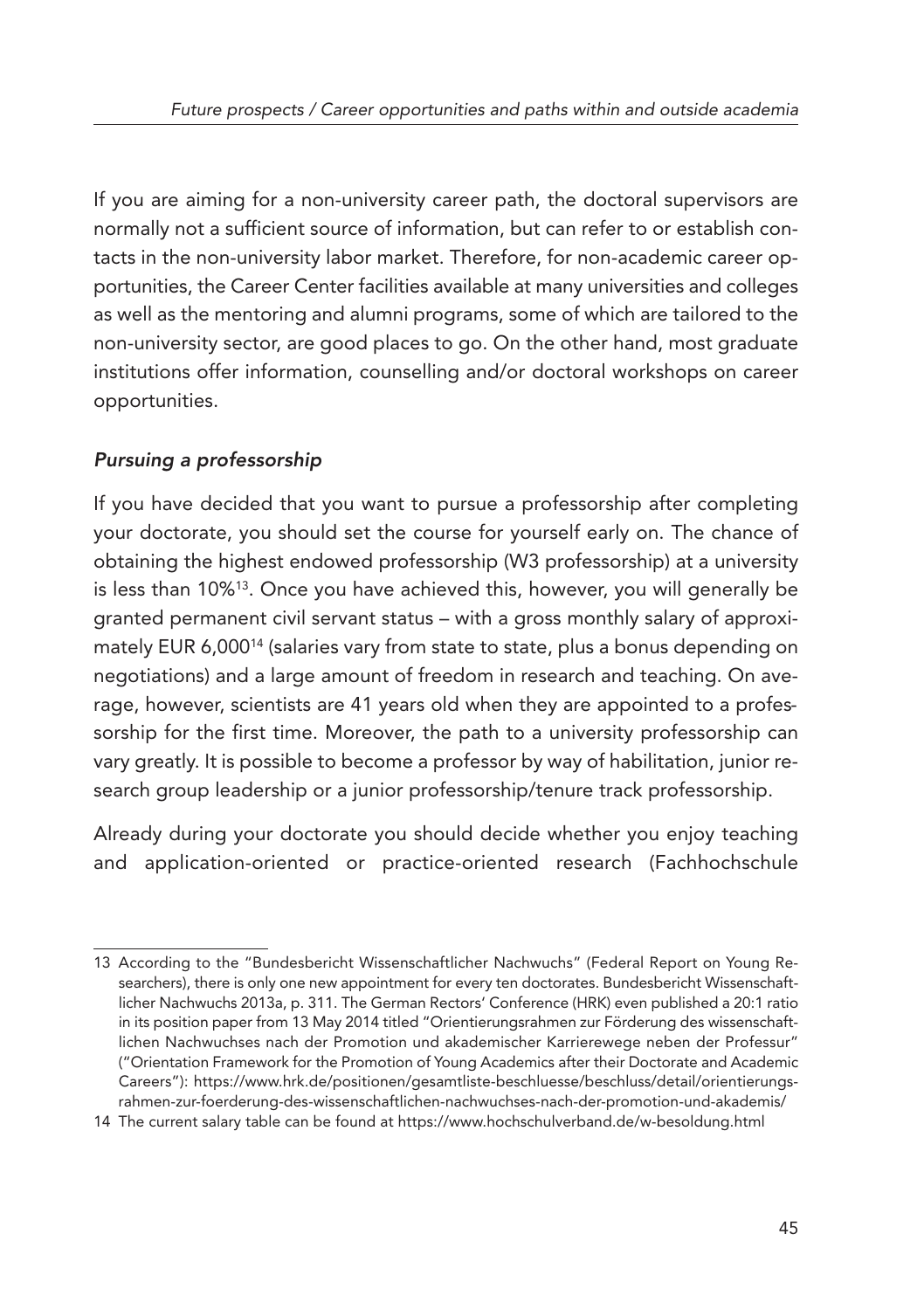If you are aiming for a non-university career path, the doctoral supervisors are normally not a sufficient source of information, but can refer to or establish contacts in the non-university labor market. Therefore, for non-academic career opportunities, the Career Center facilities available at many universities and colleges as well as the mentoring and alumni programs, some of which are tailored to the non-university sector, are good places to go. On the other hand, most graduate institutions offer information, counselling and/or doctoral workshops on career opportunities.

### *Pursuing a professorship*

If you have decided that you want to pursue a professorship after completing your doctorate, you should set the course for yourself early on. The chance of obtaining the highest endowed professorship (W3 professorship) at a university is less than 10%[13]. Once you have achieved this, however, you will generally be granted permanent civil servant status – with a gross monthly salary of approximately EUR 6,000[14] (salaries vary from state to state, plus a bonus depending on negotiations) and a large amount of freedom in research and teaching. On average, however, scientists are 41 years old when they are appointed to a professorship for the first time. Moreover, the path to a university professorship can vary greatly. It is possible to become a professor by way of habilitation, junior research group leadership or a junior professorship/tenure track professorship.

Already during your doctorate you should decide whether you enjoy teaching and application-oriented or practice-oriented research (Fachhochschule

---

13 According to the "Bundesbericht Wissenschaftlicher Nachwuchs" (Federal Report on Young Researchers), there is only one new appointment for every ten doctorates. Bundesbericht Wissenschaftlicher Nachwuchs 2013a, p. 311. The German Rectors' Conference (HRK) even published a 20:1 ratio in its position paper from 13 May 2014 titled "Orientierungsrahmen zur Förderung des wissenschaftlichen Nachwuchses nach der Promotion und akademischer Karrierewege neben der Professur" ("Orientation Framework for the Promotion of Young Academics after their Doctorate and Academic Careers"): https://www.hrk.de/positionen/gesamtliste-beschluesse/beschluss/detail/orientierungsrahmen-zur-foerderung-des-wissenschaftlichen-nachwuchses-nach-der-promotion-und-akademis/

14 The current salary table can be found at https://www.hochschulverband.de/w-besoldung.html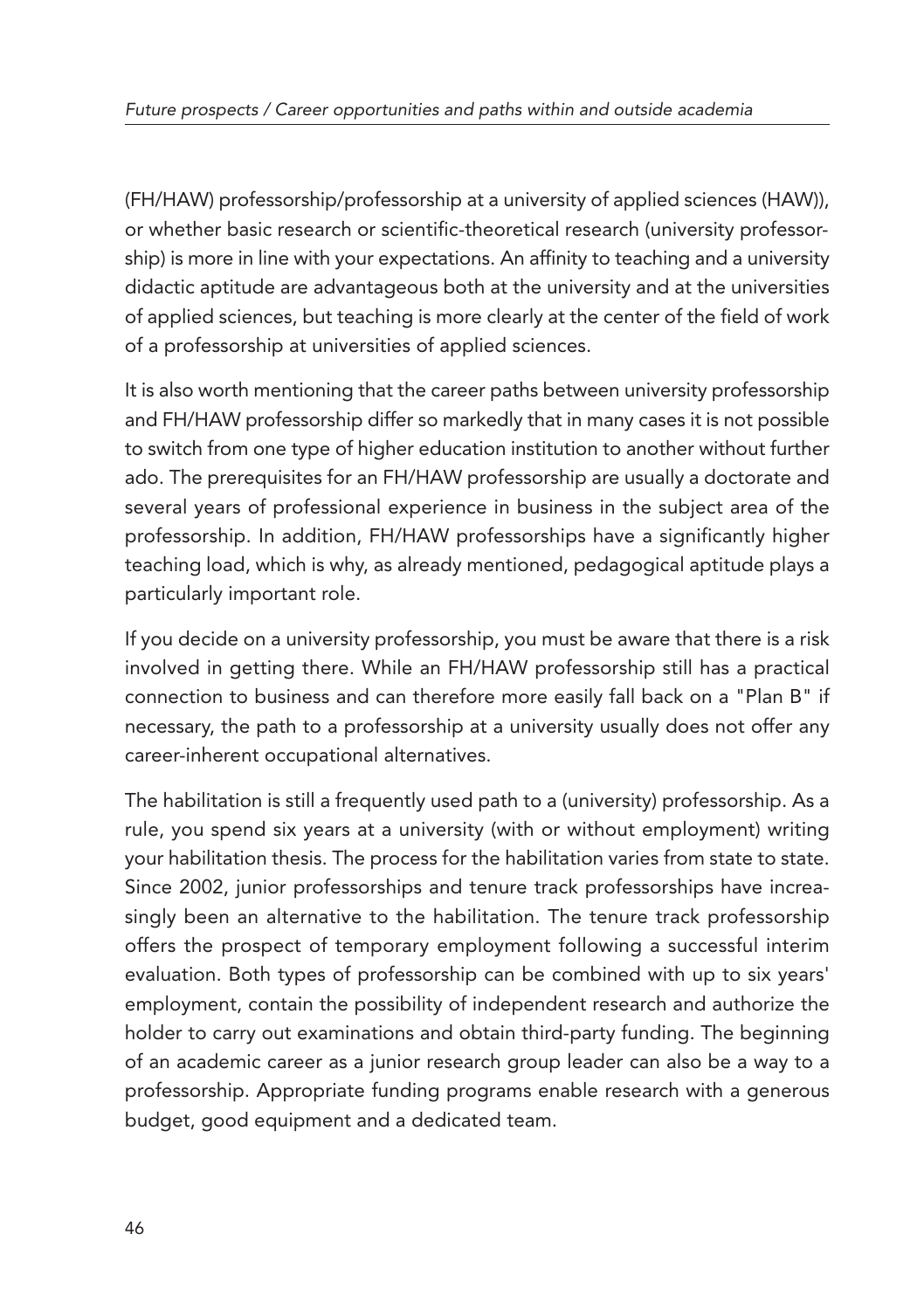(FH/HAW) professorship/professorship at a university of applied sciences (HAW)), or whether basic research or scientific-theoretical research (university professorship) is more in line with your expectations. An affinity to teaching and a university didactic aptitude are advantageous both at the university and at the universities of applied sciences, but teaching is more clearly at the center of the field of work of a professorship at universities of applied sciences.

It is also worth mentioning that the career paths between university professorship and FH/HAW professorship differ so markedly that in many cases it is not possible to switch from one type of higher education institution to another without further ado. The prerequisites for an FH/HAW professorship are usually a doctorate and several years of professional experience in business in the subject area of the professorship. In addition, FH/HAW professorships have a significantly higher teaching load, which is why, as already mentioned, pedagogical aptitude plays a particularly important role.

If you decide on a university professorship, you must be aware that there is a risk involved in getting there. While an FH/HAW professorship still has a practical connection to business and can therefore more easily fall back on a "Plan B" if necessary, the path to a professorship at a university usually does not offer any career-inherent occupational alternatives.

The habilitation is still a frequently used path to a (university) professorship. As a rule, you spend six years at a university (with or without employment) writing your habilitation thesis. The process for the habilitation varies from state to state. Since 2002, junior professorships and tenure track professorships have increasingly been an alternative to the habilitation. The tenure track professorship offers the prospect of temporary employment following a successful interim evaluation. Both types of professorship can be combined with up to six years' employment, contain the possibility of independent research and authorize the holder to carry out examinations and obtain third-party funding. The beginning of an academic career as a junior research group leader can also be a way to a professorship. Appropriate funding programs enable research with a generous budget, good equipment and a dedicated team.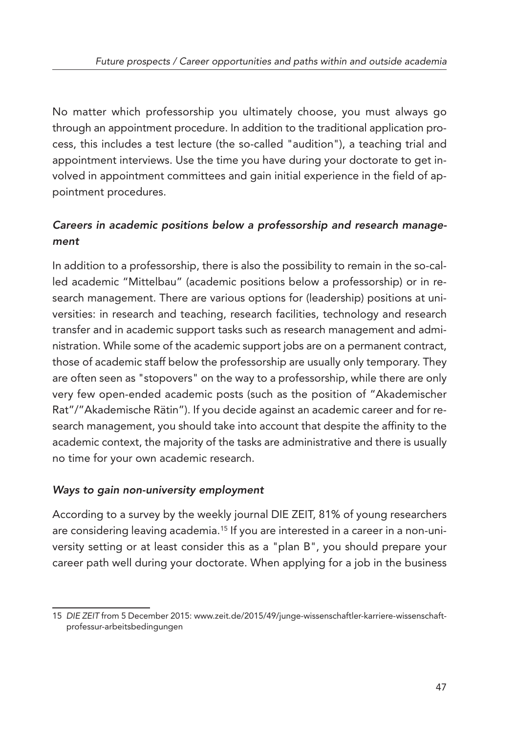No matter which professorship you ultimately choose, you must always go through an appointment procedure. In addition to the traditional application process, this includes a test lecture (the so-called "audition"), a teaching trial and appointment interviews. Use the time you have during your doctorate to get involved in appointment committees and gain initial experience in the field of appointment procedures.

### *Careers in academic positions below a professorship and research management*

In addition to a professorship, there is also the possibility to remain in the so-called academic "Mittelbau" (academic positions below a professorship) or in research management. There are various options for (leadership) positions at universities: in research and teaching, research facilities, technology and research transfer and in academic support tasks such as research management and administration. While some of the academic support jobs are on a permanent contract, those of academic staff below the professorship are usually only temporary. They are often seen as "stopovers" on the way to a professorship, while there are only very few open-ended academic posts (such as the position of "Akademischer Rat"/"Akademische Rätin"). If you decide against an academic career and for research management, you should take into account that despite the affinity to the academic context, the majority of the tasks are administrative and there is usually no time for your own academic research.

### *Ways to gain non-university employment*

According to a survey by the weekly journal DIE ZEIT, 81% of young researchers are considering leaving academia.[15] If you are interested in a career in a non-university setting or at least consider this as a "plan B", you should prepare your career path well during your doctorate. When applying for a job in the business

---

15 *DIE ZEIT* from 5 December 2015: www.zeit.de/2015/49/junge-wissenschaftler-karriere-wissenschaft-professur-arbeitsbedingungen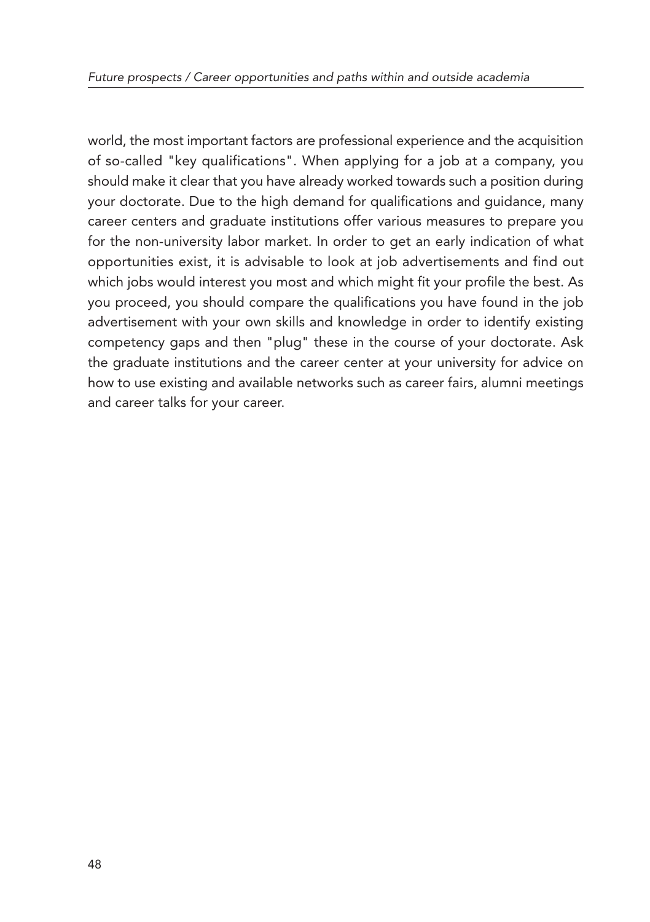world, the most important factors are professional experience and the acquisition of so-called "key qualifications". When applying for a job at a company, you should make it clear that you have already worked towards such a position during your doctorate. Due to the high demand for qualifications and guidance, many career centers and graduate institutions offer various measures to prepare you for the non-university labor market. In order to get an early indication of what opportunities exist, it is advisable to look at job advertisements and find out which jobs would interest you most and which might fit your profile the best. As you proceed, you should compare the qualifications you have found in the job advertisement with your own skills and knowledge in order to identify existing competency gaps and then "plug" these in the course of your doctorate. Ask the graduate institutions and the career center at your university for advice on how to use existing and available networks such as career fairs, alumni meetings and career talks for your career.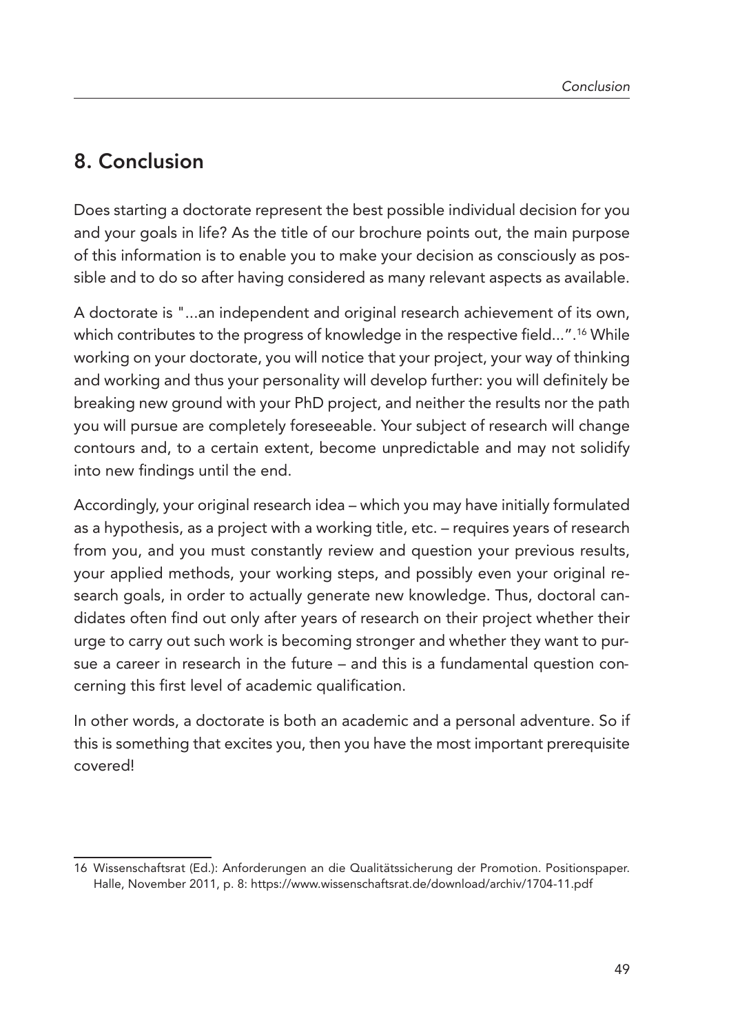## 8. Conclusion

Does starting a doctorate represent the best possible individual decision for you and your goals in life? As the title of our brochure points out, the main purpose of this information is to enable you to make your decision as consciously as possible and to do so after having considered as many relevant aspects as available.

A doctorate is "...an independent and original research achievement of its own, which contributes to the progress of knowledge in the respective field...".[16] While working on your doctorate, you will notice that your project, your way of thinking and working and thus your personality will develop further: you will definitely be breaking new ground with your PhD project, and neither the results nor the path you will pursue are completely foreseeable. Your subject of research will change contours and, to a certain extent, become unpredictable and may not solidify into new findings until the end.

Accordingly, your original research idea – which you may have initially formulated as a hypothesis, as a project with a working title, etc. – requires years of research from you, and you must constantly review and question your previous results, your applied methods, your working steps, and possibly even your original research goals, in order to actually generate new knowledge. Thus, doctoral candidates often find out only after years of research on their project whether their urge to carry out such work is becoming stronger and whether they want to pursue a career in research in the future – and this is a fundamental question concerning this first level of academic qualification.

In other words, a doctorate is both an academic and a personal adventure. So if this is something that excites you, then you have the most important prerequisite covered!

---

16 Wissenschaftsrat (Ed.): Anforderungen an die Qualitätssicherung der Promotion. Positionspaper. Halle, November 2011, p. 8: https://www.wissenschaftsrat.de/download/archiv/1704-11.pdf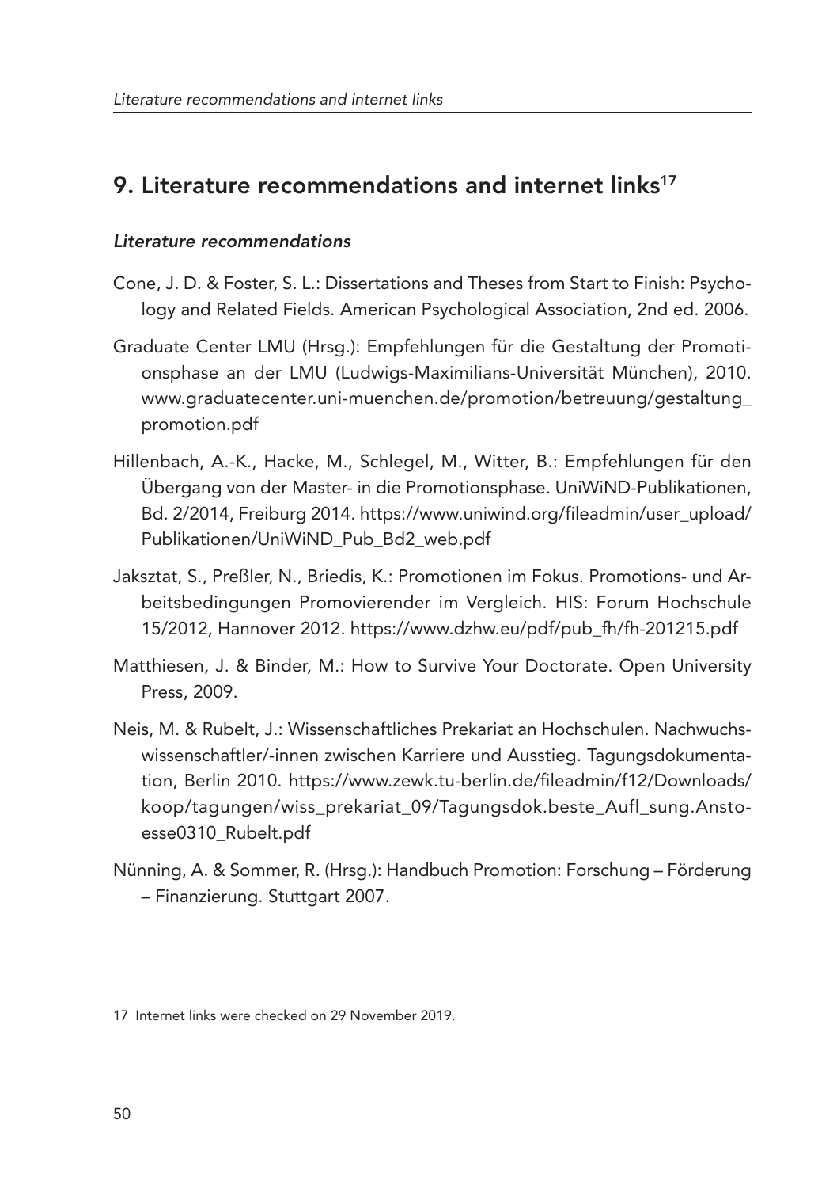## 9. Literature recommendations and internet links[17]

### *Literature recommendations*

Cone, J. D. & Foster, S. L.: Dissertations and Theses from Start to Finish: Psychology and Related Fields. American Psychological Association, 2nd ed. 2006.

Graduate Center LMU (Hrsg.): Empfehlungen für die Gestaltung der Promotionsphase an der LMU (Ludwigs-Maximilians-Universität München), 2010. www.graduatecenter.uni-muenchen.de/promotion/betreuung/gestaltung_promotion.pdf

Hillenbach, A.-K., Hacke, M., Schlegel, M., Witter, B.: Empfehlungen für den Übergang von der Master- in die Promotionsphase. UniWiND-Publikationen, Bd. 2/2014, Freiburg 2014. https://www.uniwind.org/fileadmin/user_upload/Publikationen/UniWiND_Pub_Bd2_web.pdf

Jaksztat, S., Preßler, N., Briedis, K.: Promotionen im Fokus. Promotions- und Arbeitsbedingungen Promovierender im Vergleich. HIS: Forum Hochschule 15/2012, Hannover 2012. https://www.dzhw.eu/pdf/pub_fh/fh-201215.pdf

Matthiesen, J. & Binder, M.: How to Survive Your Doctorate. Open University Press, 2009.

Neis, M. & Rubelt, J.: Wissenschaftliches Prekariat an Hochschulen. Nachwuchswissenschaftler/-innen zwischen Karriere und Ausstieg. Tagungsdokumentation, Berlin 2010. https://www.zewk.tu-berlin.de/fileadmin/f12/Downloads/koop/tagungen/wiss_prekariat_09/Tagungsdok.beste_Aufl_sung.Anstoesse0310_Rubelt.pdf

Nünning, A. & Sommer, R. (Hrsg.): Handbuch Promotion: Forschung – Förderung – Finanzierung. Stuttgart 2007.

---

17 Internet links were checked on 29 November 2019.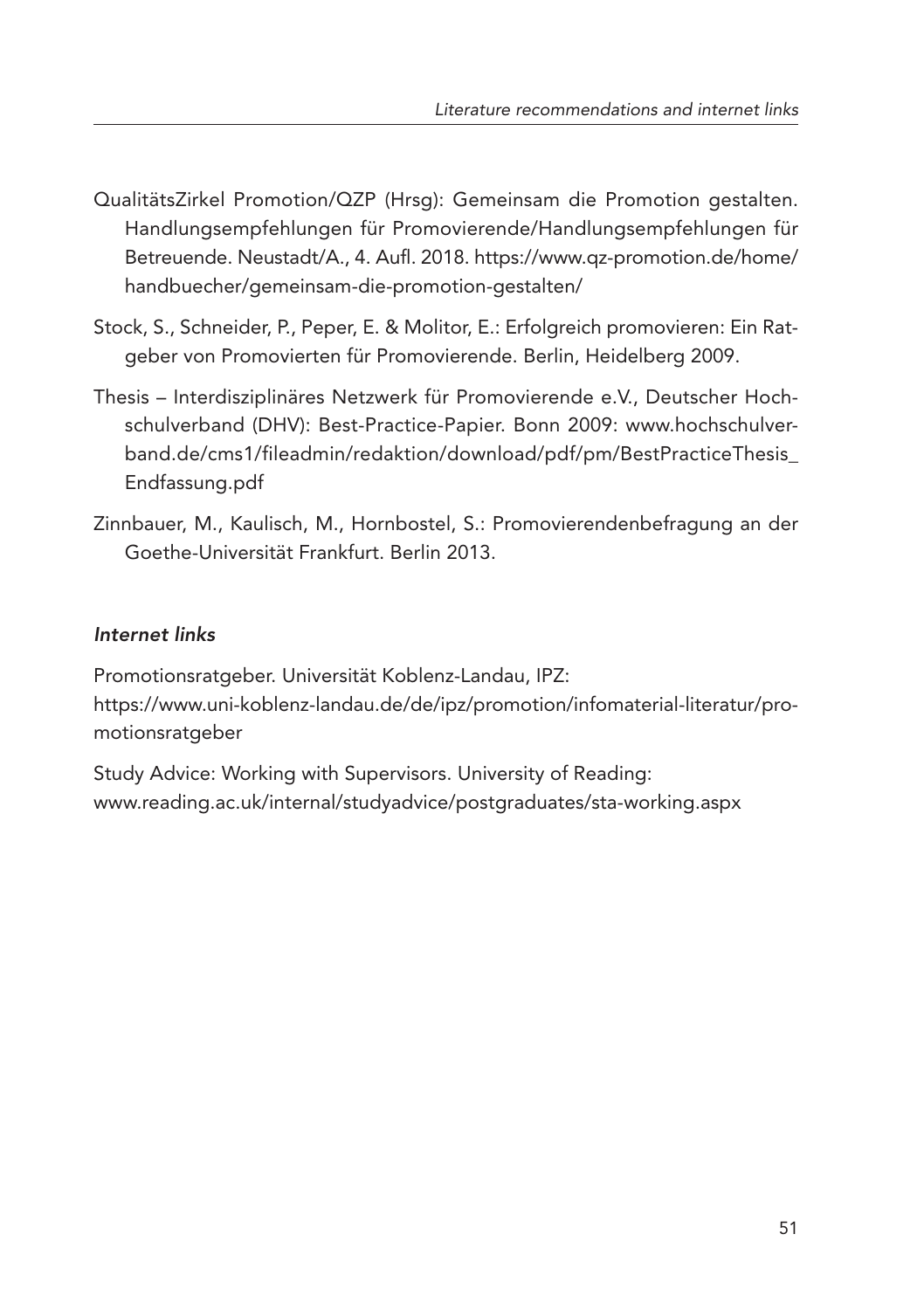QualitätsZirkel Promotion/QZP (Hrsg): Gemeinsam die Promotion gestalten. Handlungsempfehlungen für Promovierende/Handlungsempfehlungen für Betreuende. Neustadt/A., 4. Aufl. 2018. https://www.qz-promotion.de/home/handbuecher/gemeinsam-die-promotion-gestalten/

Stock, S., Schneider, P., Peper, E. & Molitor, E.: Erfolgreich promovieren: Ein Ratgeber von Promovierten für Promovierende. Berlin, Heidelberg 2009.

Thesis – Interdisziplinäres Netzwerk für Promovierende e.V., Deutscher Hochschulverband (DHV): Best-Practice-Papier. Bonn 2009: www.hochschulverband.de/cms1/fileadmin/redaktion/download/pdf/pm/BestPracticeThesis_Endfassung.pdf

Zinnbauer, M., Kaulisch, M., Hornbostel, S.: Promovierendenbefragung an der Goethe-Universität Frankfurt. Berlin 2013.

### *Internet links*

Promotionsratgeber. Universität Koblenz-Landau, IPZ:
https://www.uni-koblenz-landau.de/de/ipz/promotion/infomaterial-literatur/promotionsratgeber

Study Advice: Working with Supervisors. University of Reading:
www.reading.ac.uk/internal/studyadvice/postgraduates/sta-working.aspx